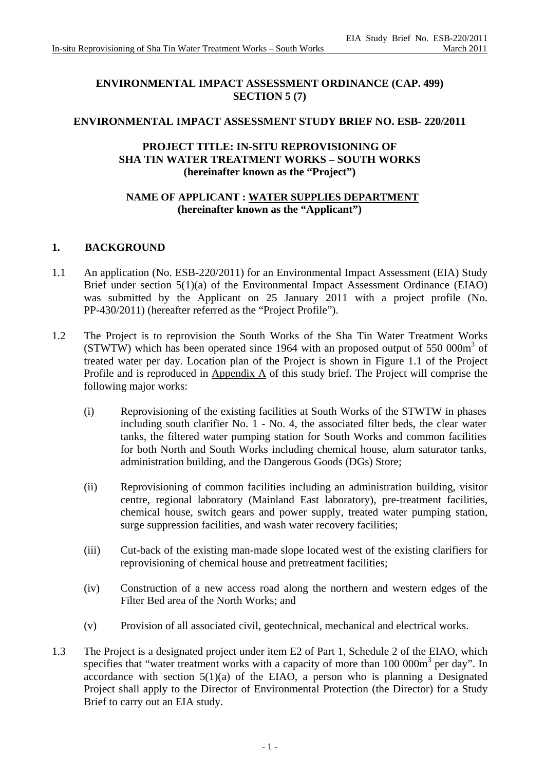**ENVIRONMENTAL IMPACT ASSESSMENT ORDINANCE (CAP. 499)**
**SECTION 5 (7)**

**ENVIRONMENTAL IMPACT ASSESSMENT STUDY BRIEF NO. ESB- 220/2011**

**PROJECT TITLE: IN-SITU REPROVISIONING OF SHA TIN WATER TREATMENT WORKS – SOUTH WORKS**
**(hereinafter known as the "Project")**

**NAME OF APPLICANT : WATER SUPPLIES DEPARTMENT**
**(hereinafter known as the "Applicant")**

## 1. BACKGROUND

1.1 An application (No. ESB-220/2011) for an Environmental Impact Assessment (EIA) Study Brief under section 5(1)(a) of the Environmental Impact Assessment Ordinance (EIAO) was submitted by the Applicant on 25 January 2011 with a project profile (No. PP-430/2011) (hereafter referred as the "Project Profile").

1.2 The Project is to reprovision the South Works of the Sha Tin Water Treatment Works (STWTW) which has been operated since 1964 with an proposed output of 550 000m$^3$ of treated water per day. Location plan of the Project is shown in Figure 1.1 of the Project Profile and is reproduced in Appendix A of this study brief. The Project will comprise the following major works:

(i) Reprovisioning of the existing facilities at South Works of the STWTW in phases including south clarifier No. 1 - No. 4, the associated filter beds, the clear water tanks, the filtered water pumping station for South Works and common facilities for both North and South Works including chemical house, alum saturator tanks, administration building, and the Dangerous Goods (DGs) Store;

(ii) Reprovisioning of common facilities including an administration building, visitor centre, regional laboratory (Mainland East laboratory), pre-treatment facilities, chemical house, switch gears and power supply, treated water pumping station, surge suppression facilities, and wash water recovery facilities;

(iii) Cut-back of the existing man-made slope located west of the existing clarifiers for reprovisioning of chemical house and pretreatment facilities;

(iv) Construction of a new access road along the northern and western edges of the Filter Bed area of the North Works; and

(v) Provision of all associated civil, geotechnical, mechanical and electrical works.

1.3 The Project is a designated project under item E2 of Part 1, Schedule 2 of the EIAO, which specifies that "water treatment works with a capacity of more than 100 000m$^3$ per day". In accordance with section 5(1)(a) of the EIAO, a person who is planning a Designated Project shall apply to the Director of Environmental Protection (the Director) for a Study Brief to carry out an EIA study.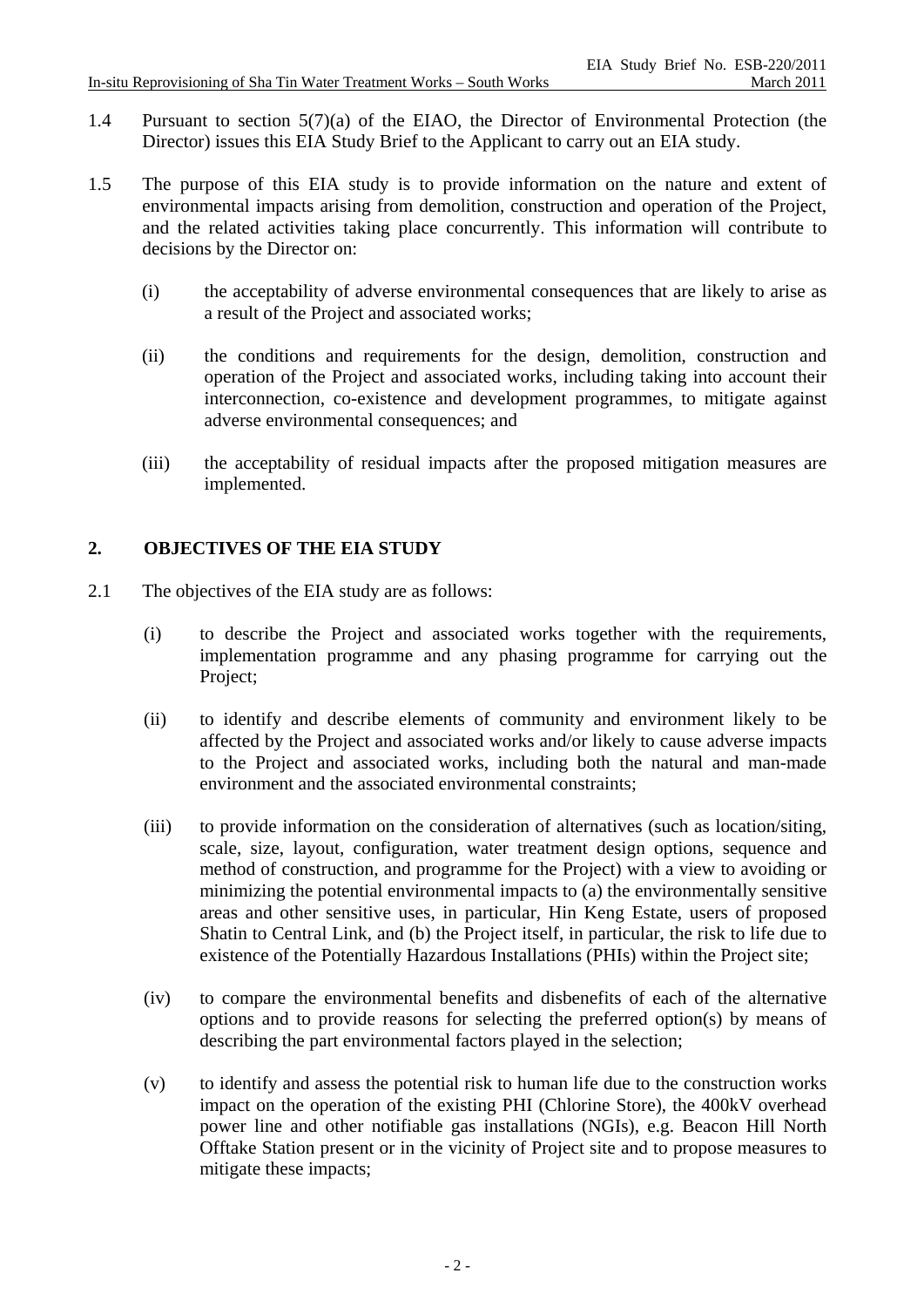1.4 Pursuant to section 5(7)(a) of the EIAO, the Director of Environmental Protection (the Director) issues this EIA Study Brief to the Applicant to carry out an EIA study.

1.5 The purpose of this EIA study is to provide information on the nature and extent of environmental impacts arising from demolition, construction and operation of the Project, and the related activities taking place concurrently. This information will contribute to decisions by the Director on:

(i) the acceptability of adverse environmental consequences that are likely to arise as a result of the Project and associated works;

(ii) the conditions and requirements for the design, demolition, construction and operation of the Project and associated works, including taking into account their interconnection, co-existence and development programmes, to mitigate against adverse environmental consequences; and

(iii) the acceptability of residual impacts after the proposed mitigation measures are implemented.

## 2. OBJECTIVES OF THE EIA STUDY

2.1 The objectives of the EIA study are as follows:

(i) to describe the Project and associated works together with the requirements, implementation programme and any phasing programme for carrying out the Project;

(ii) to identify and describe elements of community and environment likely to be affected by the Project and associated works and/or likely to cause adverse impacts to the Project and associated works, including both the natural and man-made environment and the associated environmental constraints;

(iii) to provide information on the consideration of alternatives (such as location/siting, scale, size, layout, configuration, water treatment design options, sequence and method of construction, and programme for the Project) with a view to avoiding or minimizing the potential environmental impacts to (a) the environmentally sensitive areas and other sensitive uses, in particular, Hin Keng Estate, users of proposed Shatin to Central Link, and (b) the Project itself, in particular, the risk to life due to existence of the Potentially Hazardous Installations (PHIs) within the Project site;

(iv) to compare the environmental benefits and disbenefits of each of the alternative options and to provide reasons for selecting the preferred option(s) by means of describing the part environmental factors played in the selection;

(v) to identify and assess the potential risk to human life due to the construction works impact on the operation of the existing PHI (Chlorine Store), the 400kV overhead power line and other notifiable gas installations (NGIs), e.g. Beacon Hill North Offtake Station present or in the vicinity of Project site and to propose measures to mitigate these impacts;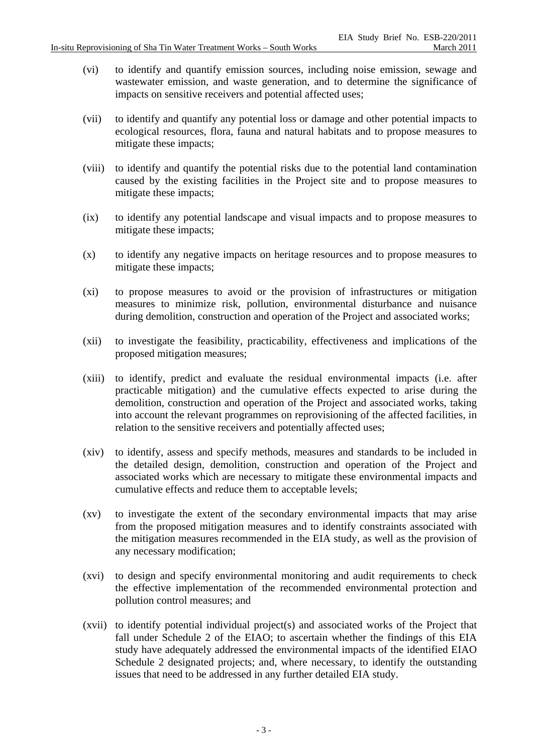(vi) to identify and quantify emission sources, including noise emission, sewage and wastewater emission, and waste generation, and to determine the significance of impacts on sensitive receivers and potential affected uses;

(vii) to identify and quantify any potential loss or damage and other potential impacts to ecological resources, flora, fauna and natural habitats and to propose measures to mitigate these impacts;

(viii) to identify and quantify the potential risks due to the potential land contamination caused by the existing facilities in the Project site and to propose measures to mitigate these impacts;

(ix) to identify any potential landscape and visual impacts and to propose measures to mitigate these impacts;

(x) to identify any negative impacts on heritage resources and to propose measures to mitigate these impacts;

(xi) to propose measures to avoid or the provision of infrastructures or mitigation measures to minimize risk, pollution, environmental disturbance and nuisance during demolition, construction and operation of the Project and associated works;

(xii) to investigate the feasibility, practicability, effectiveness and implications of the proposed mitigation measures;

(xiii) to identify, predict and evaluate the residual environmental impacts (i.e. after practicable mitigation) and the cumulative effects expected to arise during the demolition, construction and operation of the Project and associated works, taking into account the relevant programmes on reprovisioning of the affected facilities, in relation to the sensitive receivers and potentially affected uses;

(xiv) to identify, assess and specify methods, measures and standards to be included in the detailed design, demolition, construction and operation of the Project and associated works which are necessary to mitigate these environmental impacts and cumulative effects and reduce them to acceptable levels;

(xv) to investigate the extent of the secondary environmental impacts that may arise from the proposed mitigation measures and to identify constraints associated with the mitigation measures recommended in the EIA study, as well as the provision of any necessary modification;

(xvi) to design and specify environmental monitoring and audit requirements to check the effective implementation of the recommended environmental protection and pollution control measures; and

(xvii) to identify potential individual project(s) and associated works of the Project that fall under Schedule 2 of the EIAO; to ascertain whether the findings of this EIA study have adequately addressed the environmental impacts of the identified EIAO Schedule 2 designated projects; and, where necessary, to identify the outstanding issues that need to be addressed in any further detailed EIA study.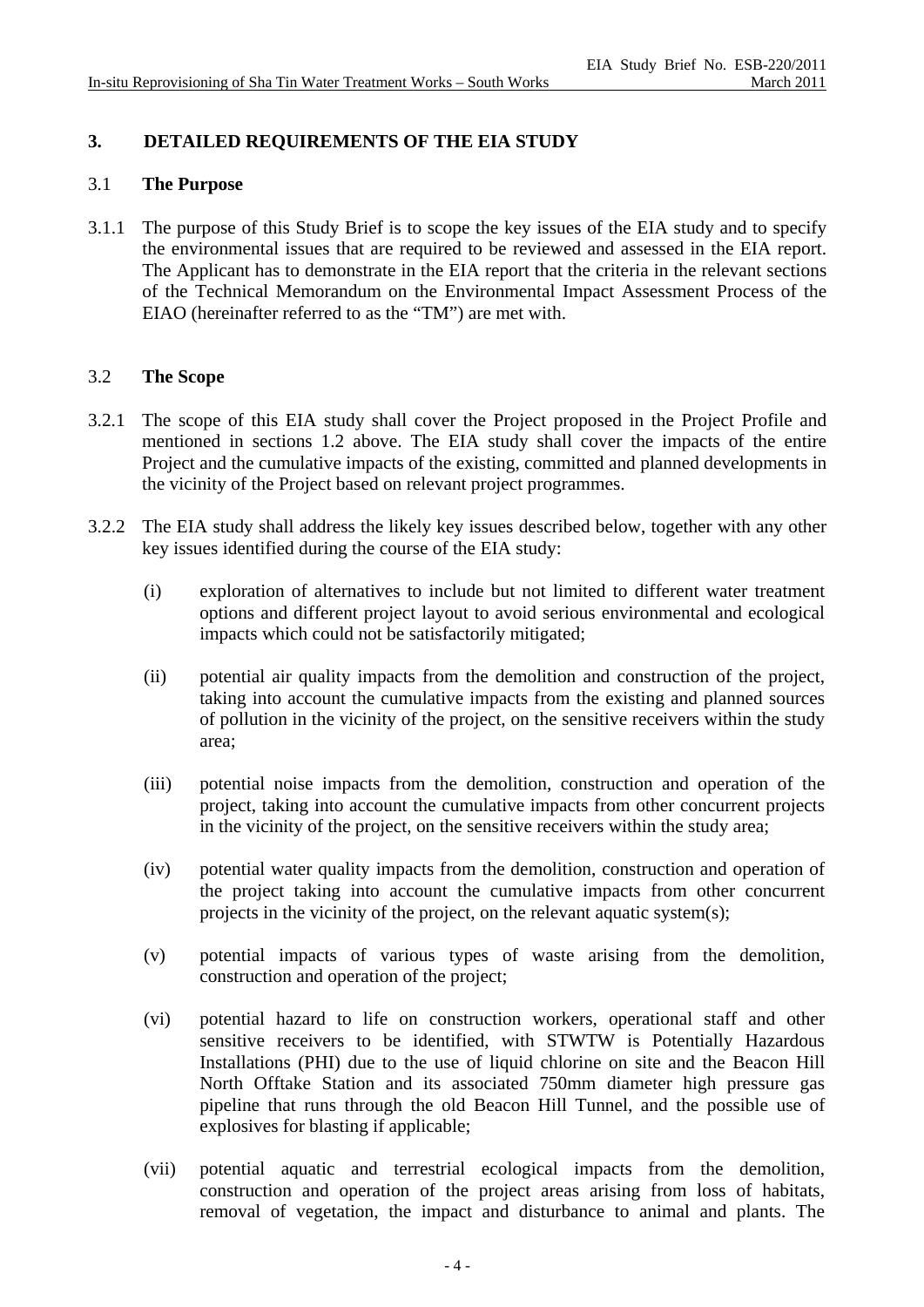## 3. DETAILED REQUIREMENTS OF THE EIA STUDY

### 3.1 The Purpose

3.1.1 The purpose of this Study Brief is to scope the key issues of the EIA study and to specify the environmental issues that are required to be reviewed and assessed in the EIA report. The Applicant has to demonstrate in the EIA report that the criteria in the relevant sections of the Technical Memorandum on the Environmental Impact Assessment Process of the EIAO (hereinafter referred to as the "TM") are met with.

### 3.2 The Scope

3.2.1 The scope of this EIA study shall cover the Project proposed in the Project Profile and mentioned in sections 1.2 above. The EIA study shall cover the impacts of the entire Project and the cumulative impacts of the existing, committed and planned developments in the vicinity of the Project based on relevant project programmes.

3.2.2 The EIA study shall address the likely key issues described below, together with any other key issues identified during the course of the EIA study:

(i) exploration of alternatives to include but not limited to different water treatment options and different project layout to avoid serious environmental and ecological impacts which could not be satisfactorily mitigated;

(ii) potential air quality impacts from the demolition and construction of the project, taking into account the cumulative impacts from the existing and planned sources of pollution in the vicinity of the project, on the sensitive receivers within the study area;

(iii) potential noise impacts from the demolition, construction and operation of the project, taking into account the cumulative impacts from other concurrent projects in the vicinity of the project, on the sensitive receivers within the study area;

(iv) potential water quality impacts from the demolition, construction and operation of the project taking into account the cumulative impacts from other concurrent projects in the vicinity of the project, on the relevant aquatic system(s);

(v) potential impacts of various types of waste arising from the demolition, construction and operation of the project;

(vi) potential hazard to life on construction workers, operational staff and other sensitive receivers to be identified, with STWTW is Potentially Hazardous Installations (PHI) due to the use of liquid chlorine on site and the Beacon Hill North Offtake Station and its associated 750mm diameter high pressure gas pipeline that runs through the old Beacon Hill Tunnel, and the possible use of explosives for blasting if applicable;

(vii) potential aquatic and terrestrial ecological impacts from the demolition, construction and operation of the project areas arising from loss of habitats, removal of vegetation, the impact and disturbance to animal and plants. The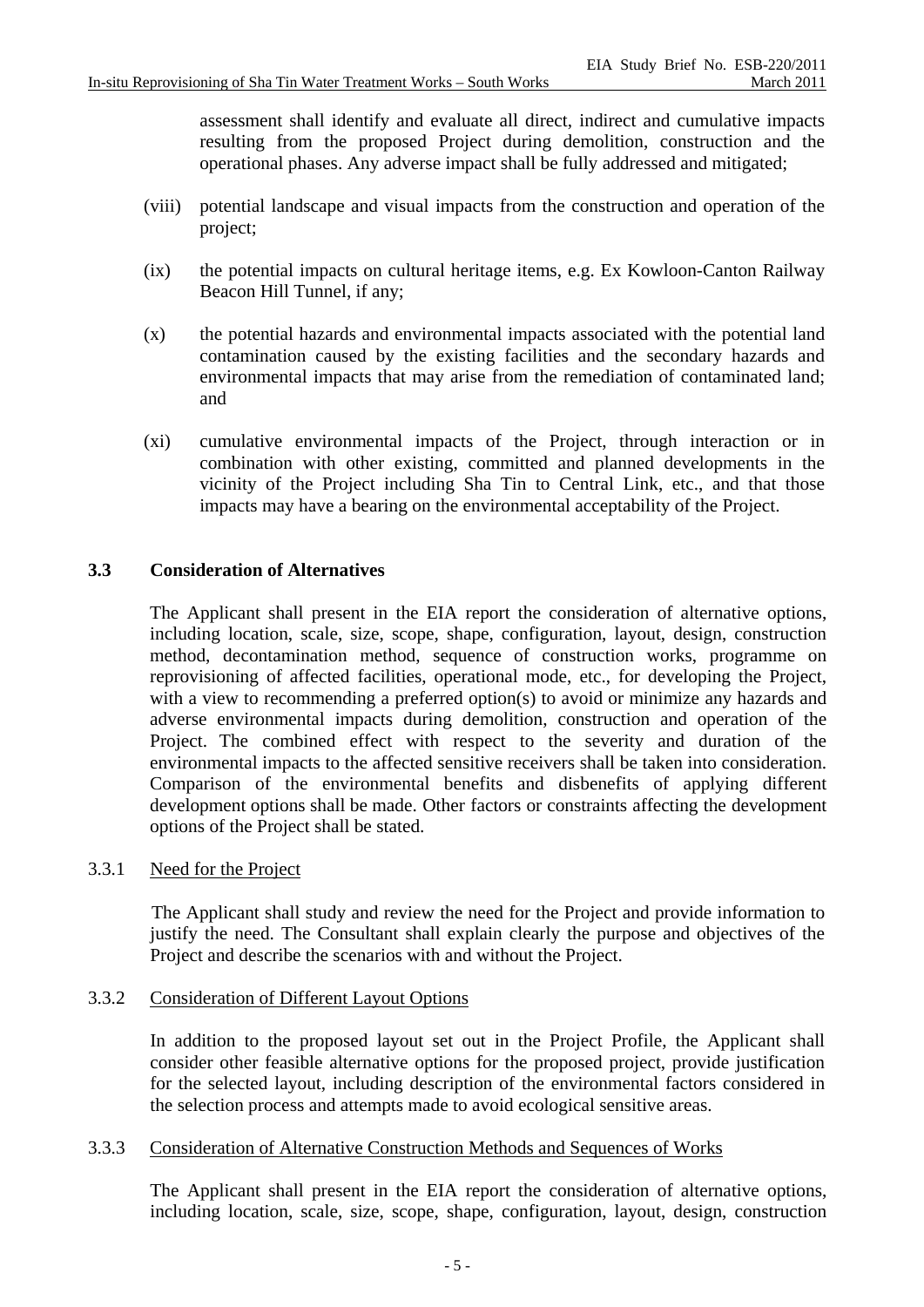assessment shall identify and evaluate all direct, indirect and cumulative impacts resulting from the proposed Project during demolition, construction and the operational phases. Any adverse impact shall be fully addressed and mitigated;

(viii) potential landscape and visual impacts from the construction and operation of the project;

(ix) the potential impacts on cultural heritage items, e.g. Ex Kowloon-Canton Railway Beacon Hill Tunnel, if any;

(x) the potential hazards and environmental impacts associated with the potential land contamination caused by the existing facilities and the secondary hazards and environmental impacts that may arise from the remediation of contaminated land; and

(xi) cumulative environmental impacts of the Project, through interaction or in combination with other existing, committed and planned developments in the vicinity of the Project including Sha Tin to Central Link, etc., and that those impacts may have a bearing on the environmental acceptability of the Project.

### 3.3 Consideration of Alternatives

The Applicant shall present in the EIA report the consideration of alternative options, including location, scale, size, scope, shape, configuration, layout, design, construction method, decontamination method, sequence of construction works, programme on reprovisioning of affected facilities, operational mode, etc., for developing the Project, with a view to recommending a preferred option(s) to avoid or minimize any hazards and adverse environmental impacts during demolition, construction and operation of the Project. The combined effect with respect to the severity and duration of the environmental impacts to the affected sensitive receivers shall be taken into consideration. Comparison of the environmental benefits and disbenefits of applying different development options shall be made. Other factors or constraints affecting the development options of the Project shall be stated.

3.3.1 Need for the Project

The Applicant shall study and review the need for the Project and provide information to justify the need. The Consultant shall explain clearly the purpose and objectives of the Project and describe the scenarios with and without the Project.

3.3.2 Consideration of Different Layout Options

In addition to the proposed layout set out in the Project Profile, the Applicant shall consider other feasible alternative options for the proposed project, provide justification for the selected layout, including description of the environmental factors considered in the selection process and attempts made to avoid ecological sensitive areas.

3.3.3 Consideration of Alternative Construction Methods and Sequences of Works

The Applicant shall present in the EIA report the consideration of alternative options, including location, scale, size, scope, shape, configuration, layout, design, construction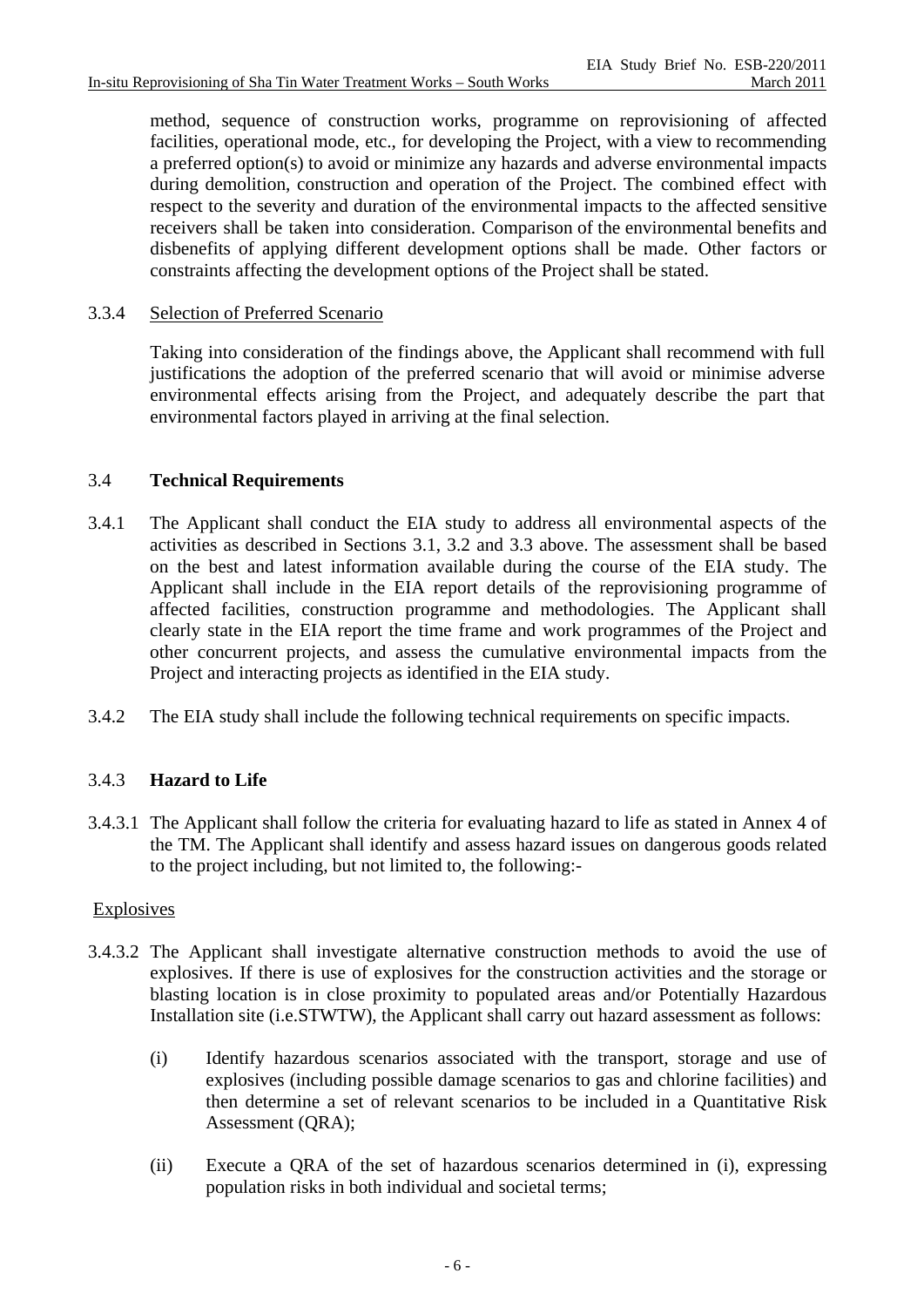method, sequence of construction works, programme on reprovisioning of affected facilities, operational mode, etc., for developing the Project, with a view to recommending a preferred option(s) to avoid or minimize any hazards and adverse environmental impacts during demolition, construction and operation of the Project. The combined effect with respect to the severity and duration of the environmental impacts to the affected sensitive receivers shall be taken into consideration. Comparison of the environmental benefits and disbenefits of applying different development options shall be made. Other factors or constraints affecting the development options of the Project shall be stated.

3.3.4 Selection of Preferred Scenario

Taking into consideration of the findings above, the Applicant shall recommend with full justifications the adoption of the preferred scenario that will avoid or minimise adverse environmental effects arising from the Project, and adequately describe the part that environmental factors played in arriving at the final selection.

### 3.4 Technical Requirements

3.4.1 The Applicant shall conduct the EIA study to address all environmental aspects of the activities as described in Sections 3.1, 3.2 and 3.3 above. The assessment shall be based on the best and latest information available during the course of the EIA study. The Applicant shall include in the EIA report details of the reprovisioning programme of affected facilities, construction programme and methodologies. The Applicant shall clearly state in the EIA report the time frame and work programmes of the Project and other concurrent projects, and assess the cumulative environmental impacts from the Project and interacting projects as identified in the EIA study.

3.4.2 The EIA study shall include the following technical requirements on specific impacts.

### 3.4.3 Hazard to Life

3.4.3.1 The Applicant shall follow the criteria for evaluating hazard to life as stated in Annex 4 of the TM. The Applicant shall identify and assess hazard issues on dangerous goods related to the project including, but not limited to, the following:-

Explosives

3.4.3.2 The Applicant shall investigate alternative construction methods to avoid the use of explosives. If there is use of explosives for the construction activities and the storage or blasting location is in close proximity to populated areas and/or Potentially Hazardous Installation site (i.e.STWTW), the Applicant shall carry out hazard assessment as follows:

(i) Identify hazardous scenarios associated with the transport, storage and use of explosives (including possible damage scenarios to gas and chlorine facilities) and then determine a set of relevant scenarios to be included in a Quantitative Risk Assessment (QRA);

(ii) Execute a QRA of the set of hazardous scenarios determined in (i), expressing population risks in both individual and societal terms;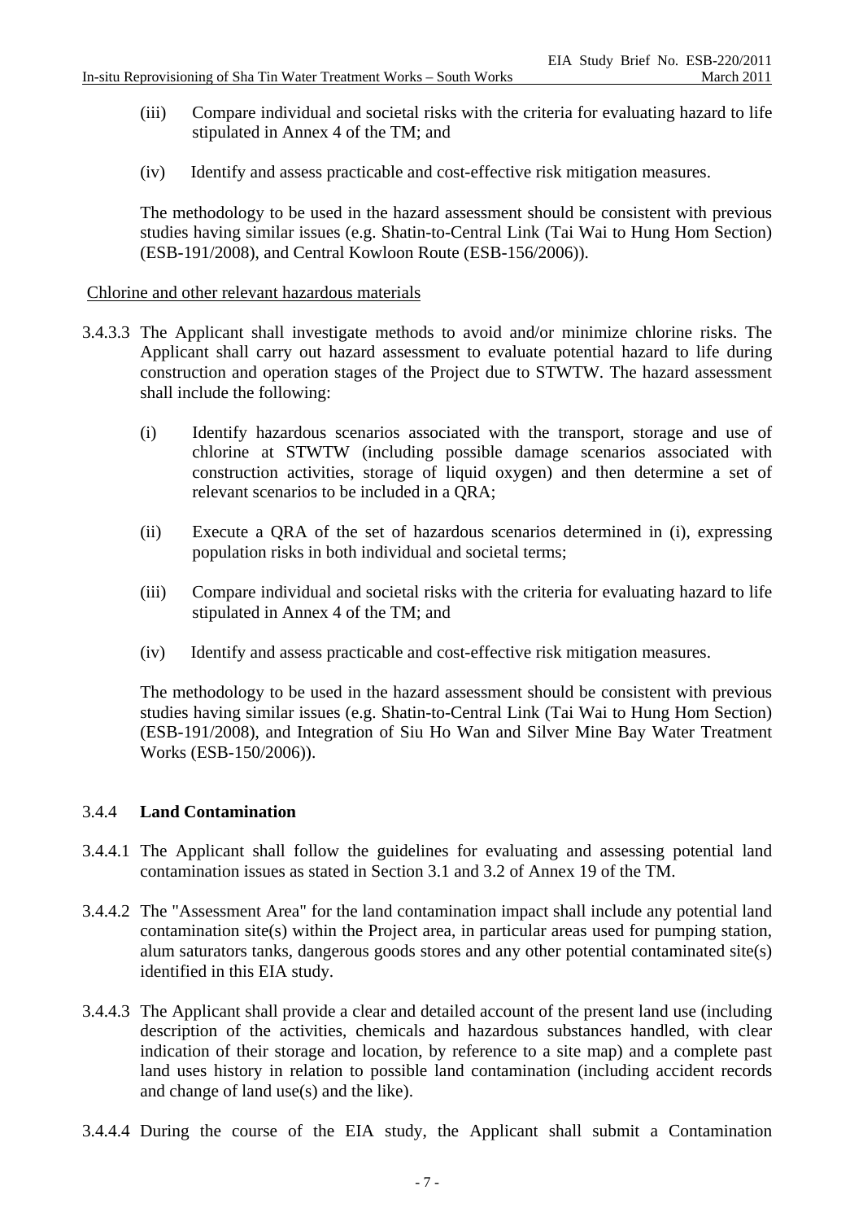(iii) Compare individual and societal risks with the criteria for evaluating hazard to life stipulated in Annex 4 of the TM; and

(iv) Identify and assess practicable and cost-effective risk mitigation measures.

The methodology to be used in the hazard assessment should be consistent with previous studies having similar issues (e.g. Shatin-to-Central Link (Tai Wai to Hung Hom Section) (ESB-191/2008), and Central Kowloon Route (ESB-156/2006)).

Chlorine and other relevant hazardous materials

3.4.3.3 The Applicant shall investigate methods to avoid and/or minimize chlorine risks. The Applicant shall carry out hazard assessment to evaluate potential hazard to life during construction and operation stages of the Project due to STWTW. The hazard assessment shall include the following:

(i) Identify hazardous scenarios associated with the transport, storage and use of chlorine at STWTW (including possible damage scenarios associated with construction activities, storage of liquid oxygen) and then determine a set of relevant scenarios to be included in a QRA;

(ii) Execute a QRA of the set of hazardous scenarios determined in (i), expressing population risks in both individual and societal terms;

(iii) Compare individual and societal risks with the criteria for evaluating hazard to life stipulated in Annex 4 of the TM; and

(iv) Identify and assess practicable and cost-effective risk mitigation measures.

The methodology to be used in the hazard assessment should be consistent with previous studies having similar issues (e.g. Shatin-to-Central Link (Tai Wai to Hung Hom Section) (ESB-191/2008), and Integration of Siu Ho Wan and Silver Mine Bay Water Treatment Works (ESB-150/2006)).

### 3.4.4 Land Contamination

3.4.4.1 The Applicant shall follow the guidelines for evaluating and assessing potential land contamination issues as stated in Section 3.1 and 3.2 of Annex 19 of the TM.

3.4.4.2 The "Assessment Area" for the land contamination impact shall include any potential land contamination site(s) within the Project area, in particular areas used for pumping station, alum saturators tanks, dangerous goods stores and any other potential contaminated site(s) identified in this EIA study.

3.4.4.3 The Applicant shall provide a clear and detailed account of the present land use (including description of the activities, chemicals and hazardous substances handled, with clear indication of their storage and location, by reference to a site map) and a complete past land uses history in relation to possible land contamination (including accident records and change of land use(s) and the like).

3.4.4.4 During the course of the EIA study, the Applicant shall submit a Contamination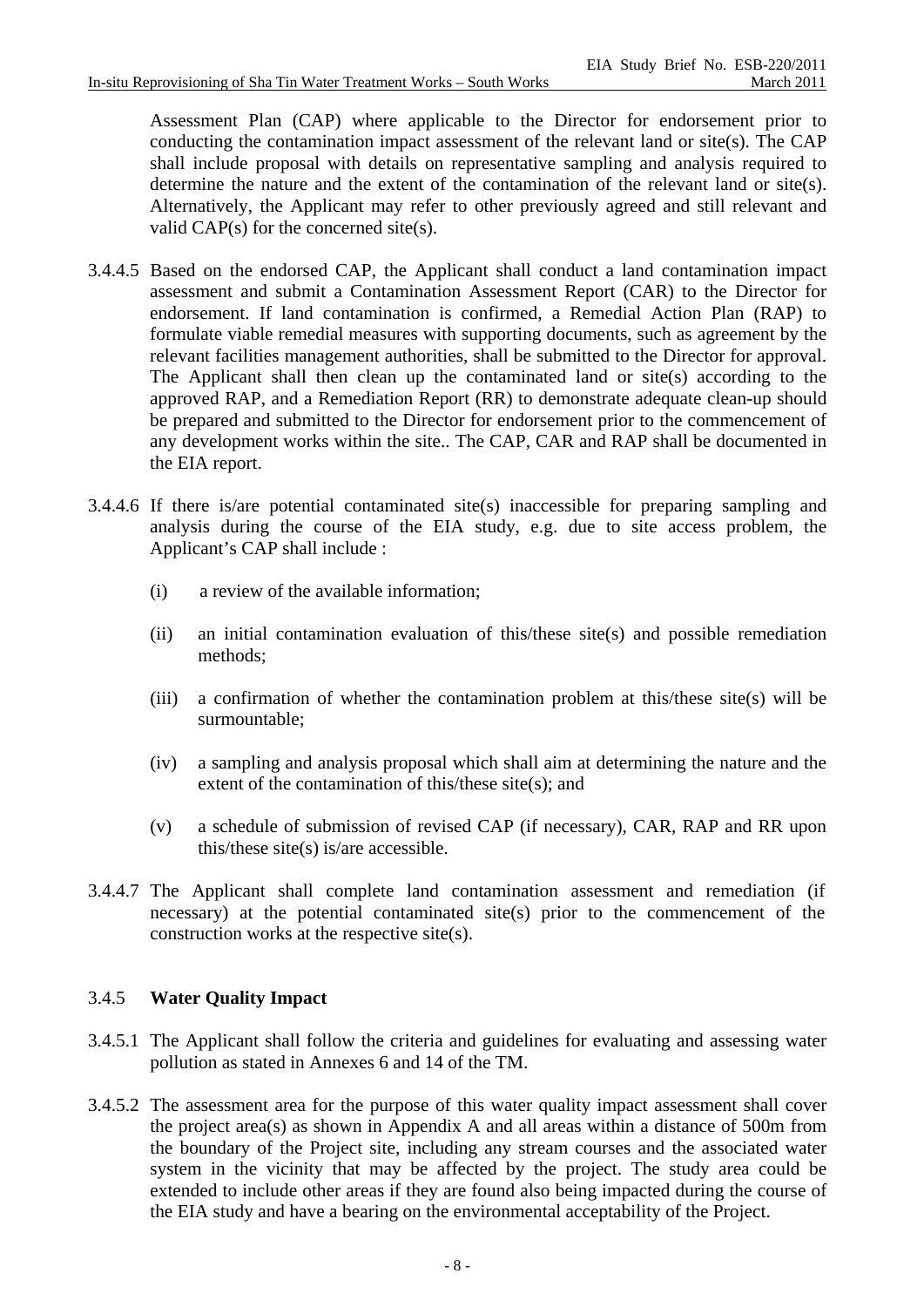Assessment Plan (CAP) where applicable to the Director for endorsement prior to conducting the contamination impact assessment of the relevant land or site(s). The CAP shall include proposal with details on representative sampling and analysis required to determine the nature and the extent of the contamination of the relevant land or site(s). Alternatively, the Applicant may refer to other previously agreed and still relevant and valid CAP(s) for the concerned site(s).

3.4.4.5 Based on the endorsed CAP, the Applicant shall conduct a land contamination impact assessment and submit a Contamination Assessment Report (CAR) to the Director for endorsement. If land contamination is confirmed, a Remedial Action Plan (RAP) to formulate viable remedial measures with supporting documents, such as agreement by the relevant facilities management authorities, shall be submitted to the Director for approval. The Applicant shall then clean up the contaminated land or site(s) according to the approved RAP, and a Remediation Report (RR) to demonstrate adequate clean-up should be prepared and submitted to the Director for endorsement prior to the commencement of any development works within the site.. The CAP, CAR and RAP shall be documented in the EIA report.

3.4.4.6 If there is/are potential contaminated site(s) inaccessible for preparing sampling and analysis during the course of the EIA study, e.g. due to site access problem, the Applicant's CAP shall include :

(i) a review of the available information;

(ii) an initial contamination evaluation of this/these site(s) and possible remediation methods;

(iii) a confirmation of whether the contamination problem at this/these site(s) will be surmountable;

(iv) a sampling and analysis proposal which shall aim at determining the nature and the extent of the contamination of this/these site(s); and

(v) a schedule of submission of revised CAP (if necessary), CAR, RAP and RR upon this/these site(s) is/are accessible.

3.4.4.7 The Applicant shall complete land contamination assessment and remediation (if necessary) at the potential contaminated site(s) prior to the commencement of the construction works at the respective site(s).

### 3.4.5 Water Quality Impact

3.4.5.1 The Applicant shall follow the criteria and guidelines for evaluating and assessing water pollution as stated in Annexes 6 and 14 of the TM.

3.4.5.2 The assessment area for the purpose of this water quality impact assessment shall cover the project area(s) as shown in Appendix A and all areas within a distance of 500m from the boundary of the Project site, including any stream courses and the associated water system in the vicinity that may be affected by the project. The study area could be extended to include other areas if they are found also being impacted during the course of the EIA study and have a bearing on the environmental acceptability of the Project.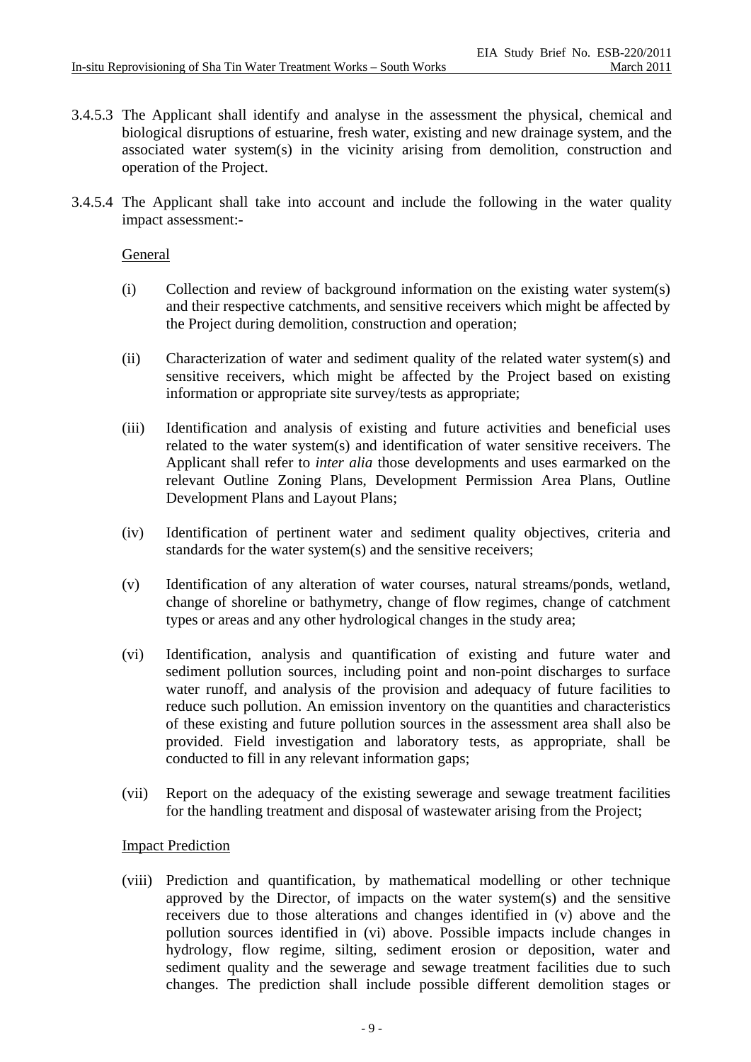3.4.5.3 The Applicant shall identify and analyse in the assessment the physical, chemical and biological disruptions of estuarine, fresh water, existing and new drainage system, and the associated water system(s) in the vicinity arising from demolition, construction and operation of the Project.

3.4.5.4 The Applicant shall take into account and include the following in the water quality impact assessment:-

<u>General</u>

(i) Collection and review of background information on the existing water system(s) and their respective catchments, and sensitive receivers which might be affected by the Project during demolition, construction and operation;

(ii) Characterization of water and sediment quality of the related water system(s) and sensitive receivers, which might be affected by the Project based on existing information or appropriate site survey/tests as appropriate;

(iii) Identification and analysis of existing and future activities and beneficial uses related to the water system(s) and identification of water sensitive receivers. The Applicant shall refer to *inter alia* those developments and uses earmarked on the relevant Outline Zoning Plans, Development Permission Area Plans, Outline Development Plans and Layout Plans;

(iv) Identification of pertinent water and sediment quality objectives, criteria and standards for the water system(s) and the sensitive receivers;

(v) Identification of any alteration of water courses, natural streams/ponds, wetland, change of shoreline or bathymetry, change of flow regimes, change of catchment types or areas and any other hydrological changes in the study area;

(vi) Identification, analysis and quantification of existing and future water and sediment pollution sources, including point and non-point discharges to surface water runoff, and analysis of the provision and adequacy of future facilities to reduce such pollution. An emission inventory on the quantities and characteristics of these existing and future pollution sources in the assessment area shall also be provided. Field investigation and laboratory tests, as appropriate, shall be conducted to fill in any relevant information gaps;

(vii) Report on the adequacy of the existing sewerage and sewage treatment facilities for the handling treatment and disposal of wastewater arising from the Project;

<u>Impact Prediction</u>

(viii) Prediction and quantification, by mathematical modelling or other technique approved by the Director, of impacts on the water system(s) and the sensitive receivers due to those alterations and changes identified in (v) above and the pollution sources identified in (vi) above. Possible impacts include changes in hydrology, flow regime, silting, sediment erosion or deposition, water and sediment quality and the sewerage and sewage treatment facilities due to such changes. The prediction shall include possible different demolition stages or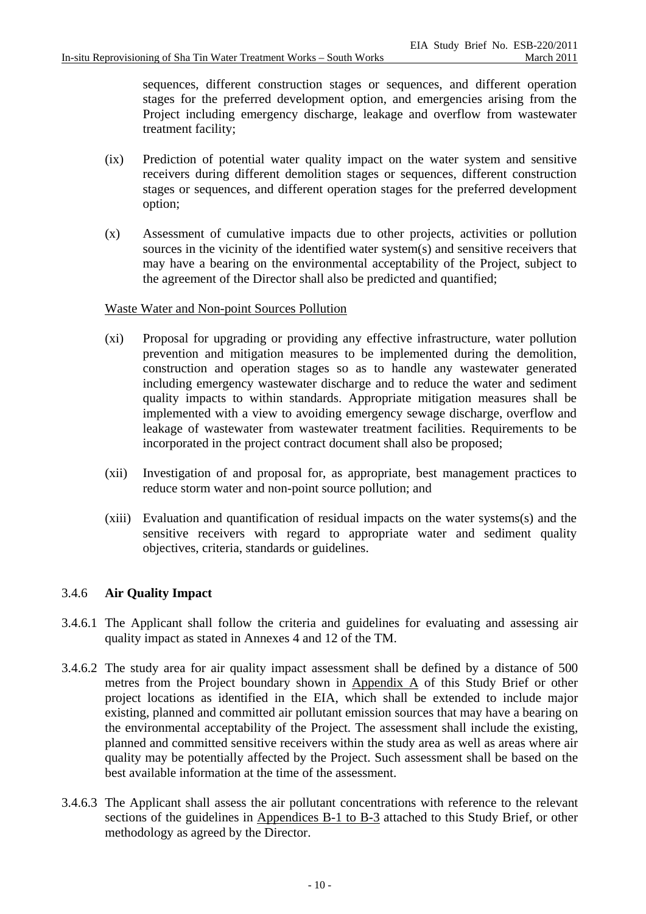sequences, different construction stages or sequences, and different operation stages for the preferred development option, and emergencies arising from the Project including emergency discharge, leakage and overflow from wastewater treatment facility;

(ix) Prediction of potential water quality impact on the water system and sensitive receivers during different demolition stages or sequences, different construction stages or sequences, and different operation stages for the preferred development option;

(x) Assessment of cumulative impacts due to other projects, activities or pollution sources in the vicinity of the identified water system(s) and sensitive receivers that may have a bearing on the environmental acceptability of the Project, subject to the agreement of the Director shall also be predicted and quantified;

<u>Waste Water and Non-point Sources Pollution</u>

(xi) Proposal for upgrading or providing any effective infrastructure, water pollution prevention and mitigation measures to be implemented during the demolition, construction and operation stages so as to handle any wastewater generated including emergency wastewater discharge and to reduce the water and sediment quality impacts to within standards. Appropriate mitigation measures shall be implemented with a view to avoiding emergency sewage discharge, overflow and leakage of wastewater from wastewater treatment facilities. Requirements to be incorporated in the project contract document shall also be proposed;

(xii) Investigation of and proposal for, as appropriate, best management practices to reduce storm water and non-point source pollution; and

(xiii) Evaluation and quantification of residual impacts on the water systems(s) and the sensitive receivers with regard to appropriate water and sediment quality objectives, criteria, standards or guidelines.

### 3.4.6 **Air Quality Impact**

3.4.6.1 The Applicant shall follow the criteria and guidelines for evaluating and assessing air quality impact as stated in Annexes 4 and 12 of the TM.

3.4.6.2 The study area for air quality impact assessment shall be defined by a distance of 500 metres from the Project boundary shown in <u>Appendix A</u> of this Study Brief or other project locations as identified in the EIA, which shall be extended to include major existing, planned and committed air pollutant emission sources that may have a bearing on the environmental acceptability of the Project. The assessment shall include the existing, planned and committed sensitive receivers within the study area as well as areas where air quality may be potentially affected by the Project. Such assessment shall be based on the best available information at the time of the assessment.

3.4.6.3 The Applicant shall assess the air pollutant concentrations with reference to the relevant sections of the guidelines in <u>Appendices B-1 to B-3</u> attached to this Study Brief, or other methodology as agreed by the Director.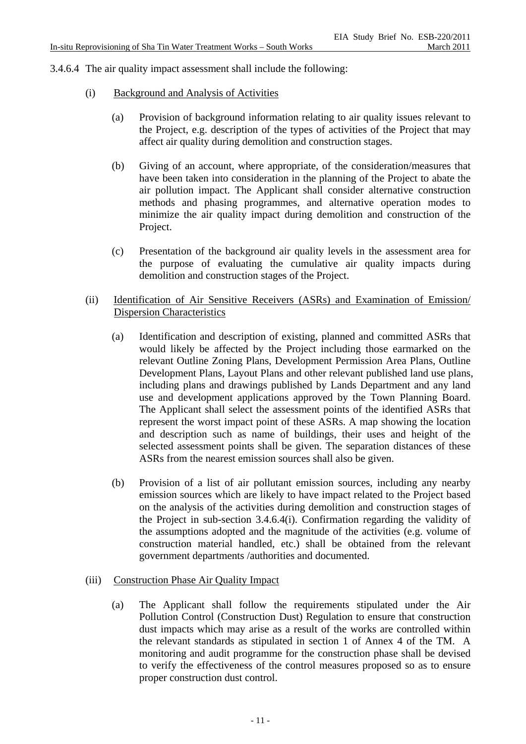3.4.6.4 The air quality impact assessment shall include the following:

(i) Background and Analysis of Activities

(a) Provision of background information relating to air quality issues relevant to the Project, e.g. description of the types of activities of the Project that may affect air quality during demolition and construction stages.

(b) Giving of an account, where appropriate, of the consideration/measures that have been taken into consideration in the planning of the Project to abate the air pollution impact. The Applicant shall consider alternative construction methods and phasing programmes, and alternative operation modes to minimize the air quality impact during demolition and construction of the Project.

(c) Presentation of the background air quality levels in the assessment area for the purpose of evaluating the cumulative air quality impacts during demolition and construction stages of the Project.

(ii) Identification of Air Sensitive Receivers (ASRs) and Examination of Emission/ Dispersion Characteristics

(a) Identification and description of existing, planned and committed ASRs that would likely be affected by the Project including those earmarked on the relevant Outline Zoning Plans, Development Permission Area Plans, Outline Development Plans, Layout Plans and other relevant published land use plans, including plans and drawings published by Lands Department and any land use and development applications approved by the Town Planning Board. The Applicant shall select the assessment points of the identified ASRs that represent the worst impact point of these ASRs. A map showing the location and description such as name of buildings, their uses and height of the selected assessment points shall be given. The separation distances of these ASRs from the nearest emission sources shall also be given.

(b) Provision of a list of air pollutant emission sources, including any nearby emission sources which are likely to have impact related to the Project based on the analysis of the activities during demolition and construction stages of the Project in sub-section 3.4.6.4(i). Confirmation regarding the validity of the assumptions adopted and the magnitude of the activities (e.g. volume of construction material handled, etc.) shall be obtained from the relevant government departments /authorities and documented.

(iii) Construction Phase Air Quality Impact

(a) The Applicant shall follow the requirements stipulated under the Air Pollution Control (Construction Dust) Regulation to ensure that construction dust impacts which may arise as a result of the works are controlled within the relevant standards as stipulated in section 1 of Annex 4 of the TM. A monitoring and audit programme for the construction phase shall be devised to verify the effectiveness of the control measures proposed so as to ensure proper construction dust control.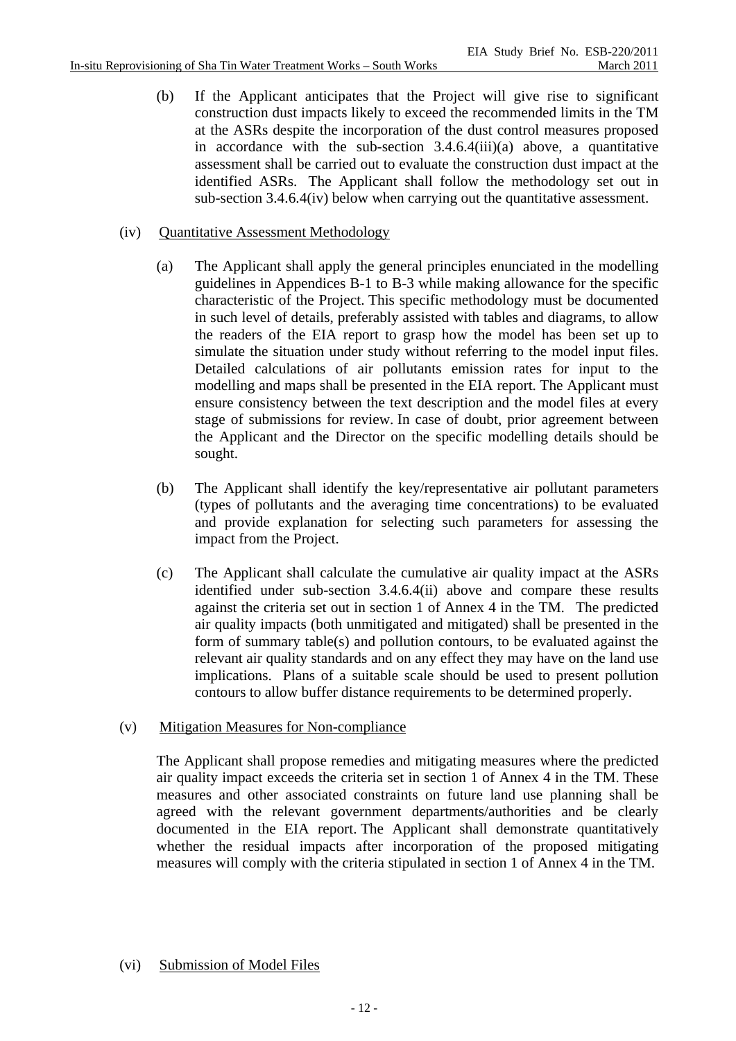(b) If the Applicant anticipates that the Project will give rise to significant construction dust impacts likely to exceed the recommended limits in the TM at the ASRs despite the incorporation of the dust control measures proposed in accordance with the sub-section 3.4.6.4(iii)(a) above, a quantitative assessment shall be carried out to evaluate the construction dust impact at the identified ASRs. The Applicant shall follow the methodology set out in sub-section 3.4.6.4(iv) below when carrying out the quantitative assessment.

(iv) Quantitative Assessment Methodology

(a) The Applicant shall apply the general principles enunciated in the modelling guidelines in Appendices B-1 to B-3 while making allowance for the specific characteristic of the Project. This specific methodology must be documented in such level of details, preferably assisted with tables and diagrams, to allow the readers of the EIA report to grasp how the model has been set up to simulate the situation under study without referring to the model input files. Detailed calculations of air pollutants emission rates for input to the modelling and maps shall be presented in the EIA report. The Applicant must ensure consistency between the text description and the model files at every stage of submissions for review. In case of doubt, prior agreement between the Applicant and the Director on the specific modelling details should be sought.

(b) The Applicant shall identify the key/representative air pollutant parameters (types of pollutants and the averaging time concentrations) to be evaluated and provide explanation for selecting such parameters for assessing the impact from the Project.

(c) The Applicant shall calculate the cumulative air quality impact at the ASRs identified under sub-section 3.4.6.4(ii) above and compare these results against the criteria set out in section 1 of Annex 4 in the TM. The predicted air quality impacts (both unmitigated and mitigated) shall be presented in the form of summary table(s) and pollution contours, to be evaluated against the relevant air quality standards and on any effect they may have on the land use implications. Plans of a suitable scale should be used to present pollution contours to allow buffer distance requirements to be determined properly.

(v) Mitigation Measures for Non-compliance

The Applicant shall propose remedies and mitigating measures where the predicted air quality impact exceeds the criteria set in section 1 of Annex 4 in the TM. These measures and other associated constraints on future land use planning shall be agreed with the relevant government departments/authorities and be clearly documented in the EIA report. The Applicant shall demonstrate quantitatively whether the residual impacts after incorporation of the proposed mitigating measures will comply with the criteria stipulated in section 1 of Annex 4 in the TM.

(vi) Submission of Model Files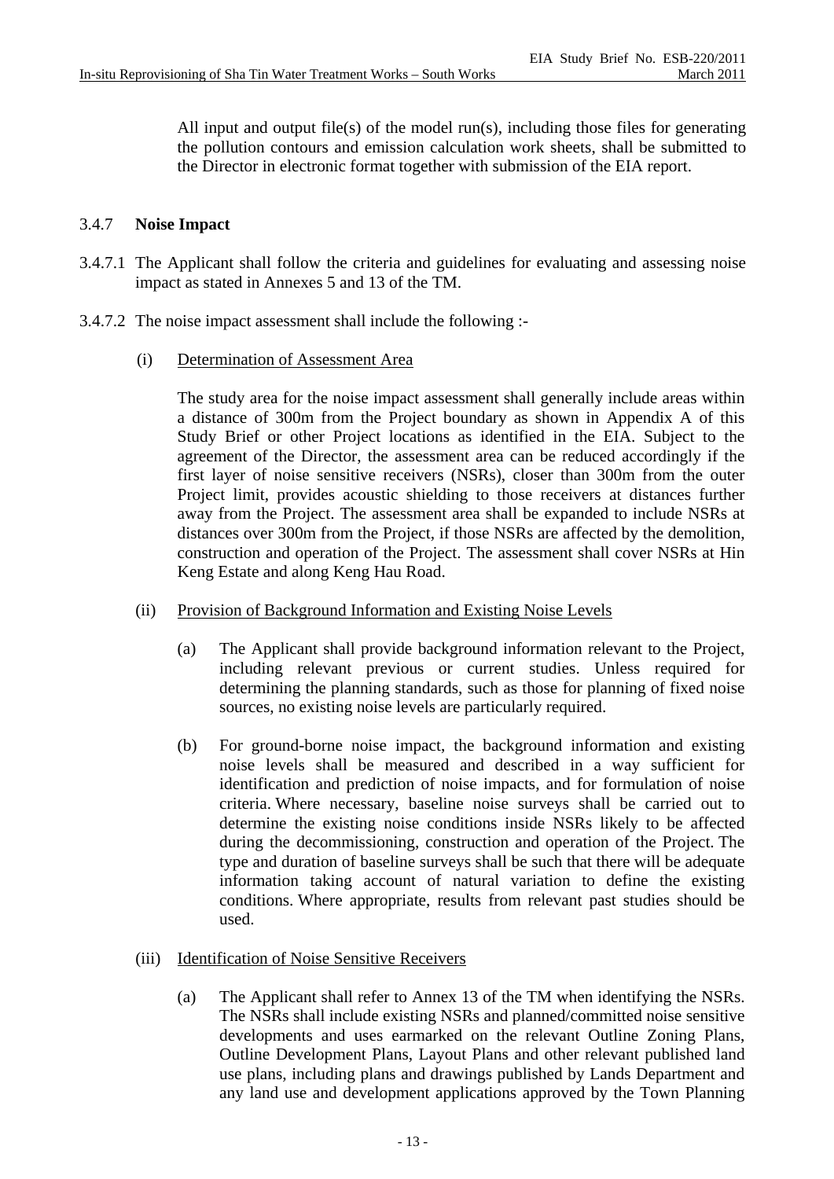All input and output file(s) of the model run(s), including those files for generating the pollution contours and emission calculation work sheets, shall be submitted to the Director in electronic format together with submission of the EIA report.

### 3.4.7 **Noise Impact**

3.4.7.1 The Applicant shall follow the criteria and guidelines for evaluating and assessing noise impact as stated in Annexes 5 and 13 of the TM.

3.4.7.2 The noise impact assessment shall include the following :-

(i) Determination of Assessment Area

The study area for the noise impact assessment shall generally include areas within a distance of 300m from the Project boundary as shown in Appendix A of this Study Brief or other Project locations as identified in the EIA. Subject to the agreement of the Director, the assessment area can be reduced accordingly if the first layer of noise sensitive receivers (NSRs), closer than 300m from the outer Project limit, provides acoustic shielding to those receivers at distances further away from the Project. The assessment area shall be expanded to include NSRs at distances over 300m from the Project, if those NSRs are affected by the demolition, construction and operation of the Project. The assessment shall cover NSRs at Hin Keng Estate and along Keng Hau Road.

(ii) Provision of Background Information and Existing Noise Levels

(a) The Applicant shall provide background information relevant to the Project, including relevant previous or current studies. Unless required for determining the planning standards, such as those for planning of fixed noise sources, no existing noise levels are particularly required.

(b) For ground-borne noise impact, the background information and existing noise levels shall be measured and described in a way sufficient for identification and prediction of noise impacts, and for formulation of noise criteria. Where necessary, baseline noise surveys shall be carried out to determine the existing noise conditions inside NSRs likely to be affected during the decommissioning, construction and operation of the Project. The type and duration of baseline surveys shall be such that there will be adequate information taking account of natural variation to define the existing conditions. Where appropriate, results from relevant past studies should be used.

(iii) Identification of Noise Sensitive Receivers

(a) The Applicant shall refer to Annex 13 of the TM when identifying the NSRs. The NSRs shall include existing NSRs and planned/committed noise sensitive developments and uses earmarked on the relevant Outline Zoning Plans, Outline Development Plans, Layout Plans and other relevant published land use plans, including plans and drawings published by Lands Department and any land use and development applications approved by the Town Planning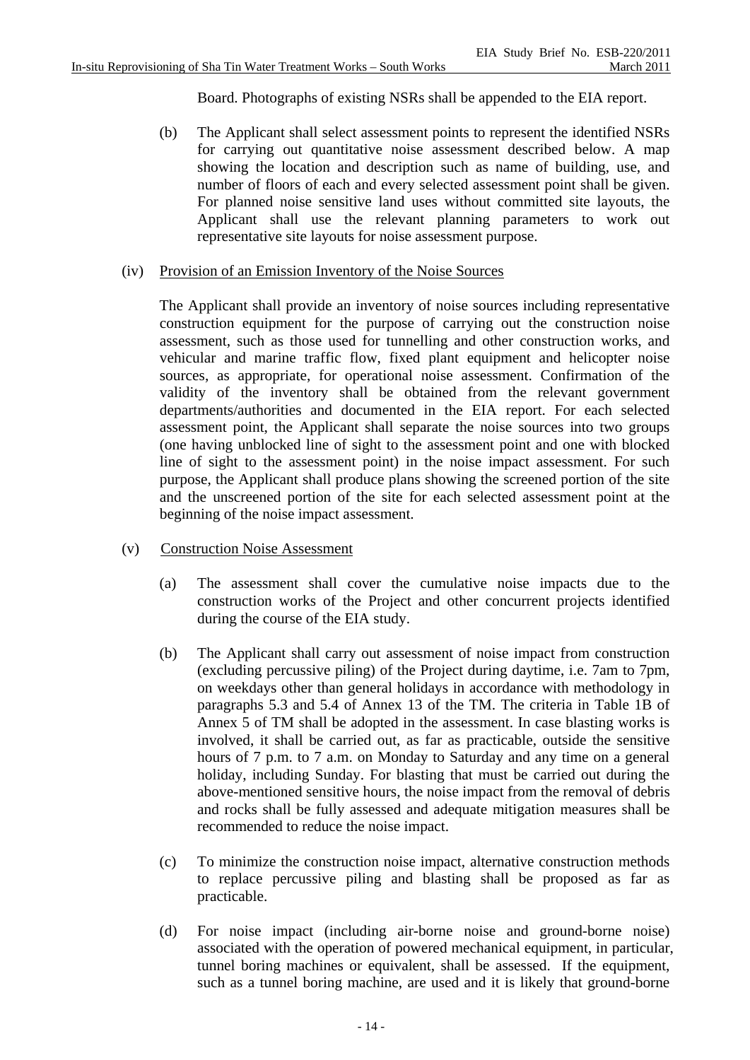Board. Photographs of existing NSRs shall be appended to the EIA report.

(b) The Applicant shall select assessment points to represent the identified NSRs for carrying out quantitative noise assessment described below. A map showing the location and description such as name of building, use, and number of floors of each and every selected assessment point shall be given. For planned noise sensitive land uses without committed site layouts, the Applicant shall use the relevant planning parameters to work out representative site layouts for noise assessment purpose.

(iv) Provision of an Emission Inventory of the Noise Sources

The Applicant shall provide an inventory of noise sources including representative construction equipment for the purpose of carrying out the construction noise assessment, such as those used for tunnelling and other construction works, and vehicular and marine traffic flow, fixed plant equipment and helicopter noise sources, as appropriate, for operational noise assessment. Confirmation of the validity of the inventory shall be obtained from the relevant government departments/authorities and documented in the EIA report. For each selected assessment point, the Applicant shall separate the noise sources into two groups (one having unblocked line of sight to the assessment point and one with blocked line of sight to the assessment point) in the noise impact assessment. For such purpose, the Applicant shall produce plans showing the screened portion of the site and the unscreened portion of the site for each selected assessment point at the beginning of the noise impact assessment.

(v) Construction Noise Assessment

(a) The assessment shall cover the cumulative noise impacts due to the construction works of the Project and other concurrent projects identified during the course of the EIA study.

(b) The Applicant shall carry out assessment of noise impact from construction (excluding percussive piling) of the Project during daytime, i.e. 7am to 7pm, on weekdays other than general holidays in accordance with methodology in paragraphs 5.3 and 5.4 of Annex 13 of the TM. The criteria in Table 1B of Annex 5 of TM shall be adopted in the assessment. In case blasting works is involved, it shall be carried out, as far as practicable, outside the sensitive hours of 7 p.m. to 7 a.m. on Monday to Saturday and any time on a general holiday, including Sunday. For blasting that must be carried out during the above-mentioned sensitive hours, the noise impact from the removal of debris and rocks shall be fully assessed and adequate mitigation measures shall be recommended to reduce the noise impact.

(c) To minimize the construction noise impact, alternative construction methods to replace percussive piling and blasting shall be proposed as far as practicable.

(d) For noise impact (including air-borne noise and ground-borne noise) associated with the operation of powered mechanical equipment, in particular, tunnel boring machines or equivalent, shall be assessed. If the equipment, such as a tunnel boring machine, are used and it is likely that ground-borne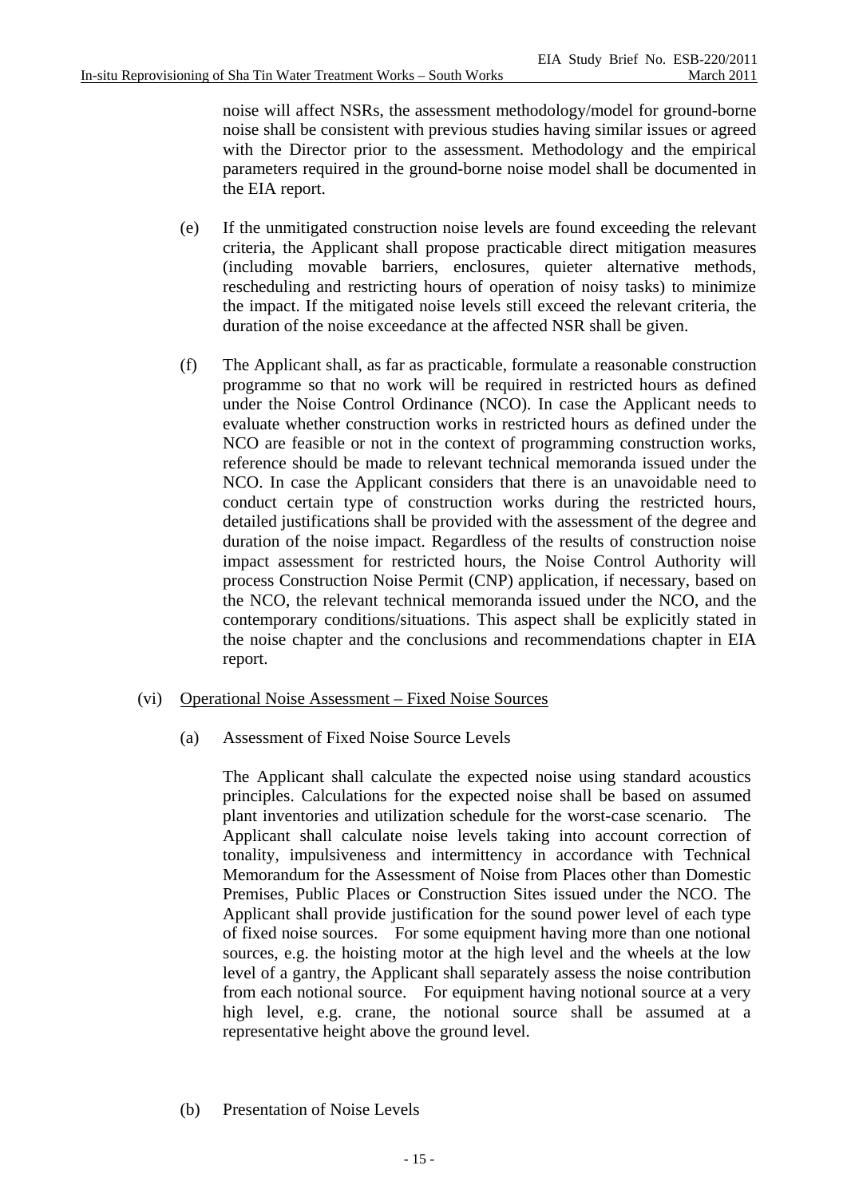noise will affect NSRs, the assessment methodology/model for ground-borne noise shall be consistent with previous studies having similar issues or agreed with the Director prior to the assessment. Methodology and the empirical parameters required in the ground-borne noise model shall be documented in the EIA report.

(e) If the unmitigated construction noise levels are found exceeding the relevant criteria, the Applicant shall propose practicable direct mitigation measures (including movable barriers, enclosures, quieter alternative methods, rescheduling and restricting hours of operation of noisy tasks) to minimize the impact. If the mitigated noise levels still exceed the relevant criteria, the duration of the noise exceedance at the affected NSR shall be given.

(f) The Applicant shall, as far as practicable, formulate a reasonable construction programme so that no work will be required in restricted hours as defined under the Noise Control Ordinance (NCO). In case the Applicant needs to evaluate whether construction works in restricted hours as defined under the NCO are feasible or not in the context of programming construction works, reference should be made to relevant technical memoranda issued under the NCO. In case the Applicant considers that there is an unavoidable need to conduct certain type of construction works during the restricted hours, detailed justifications shall be provided with the assessment of the degree and duration of the noise impact. Regardless of the results of construction noise impact assessment for restricted hours, the Noise Control Authority will process Construction Noise Permit (CNP) application, if necessary, based on the NCO, the relevant technical memoranda issued under the NCO, and the contemporary conditions/situations. This aspect shall be explicitly stated in the noise chapter and the conclusions and recommendations chapter in EIA report.

(vi) Operational Noise Assessment – Fixed Noise Sources

(a) Assessment of Fixed Noise Source Levels

The Applicant shall calculate the expected noise using standard acoustics principles. Calculations for the expected noise shall be based on assumed plant inventories and utilization schedule for the worst-case scenario. The Applicant shall calculate noise levels taking into account correction of tonality, impulsiveness and intermittency in accordance with Technical Memorandum for the Assessment of Noise from Places other than Domestic Premises, Public Places or Construction Sites issued under the NCO. The Applicant shall provide justification for the sound power level of each type of fixed noise sources. For some equipment having more than one notional sources, e.g. the hoisting motor at the high level and the wheels at the low level of a gantry, the Applicant shall separately assess the noise contribution from each notional source. For equipment having notional source at a very high level, e.g. crane, the notional source shall be assumed at a representative height above the ground level.

(b) Presentation of Noise Levels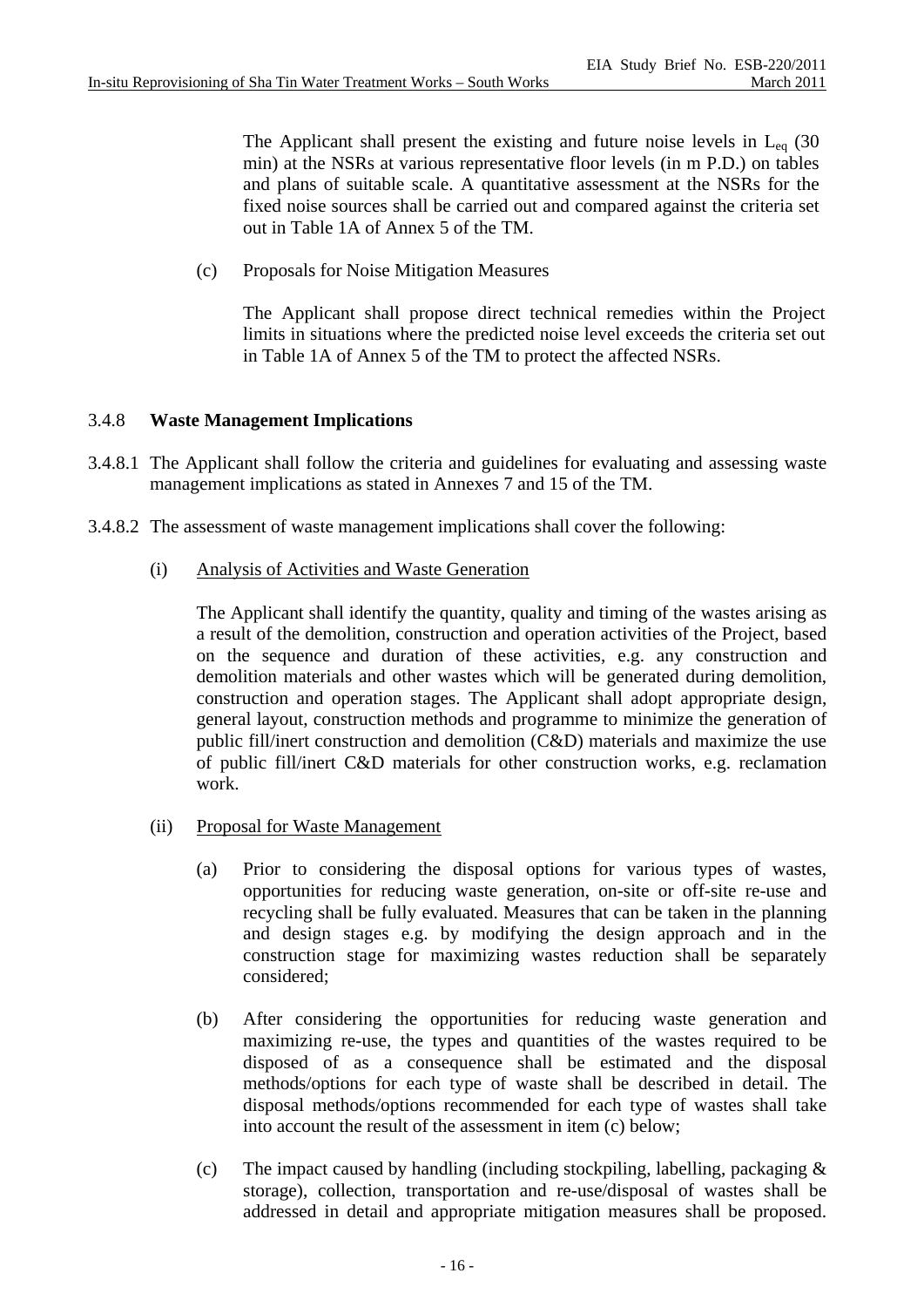The Applicant shall present the existing and future noise levels in $L_{eq}$ (30 min) at the NSRs at various representative floor levels (in m P.D.) on tables and plans of suitable scale. A quantitative assessment at the NSRs for the fixed noise sources shall be carried out and compared against the criteria set out in Table 1A of Annex 5 of the TM.

(c) Proposals for Noise Mitigation Measures

The Applicant shall propose direct technical remedies within the Project limits in situations where the predicted noise level exceeds the criteria set out in Table 1A of Annex 5 of the TM to protect the affected NSRs.

### 3.4.8 **Waste Management Implications**

3.4.8.1 The Applicant shall follow the criteria and guidelines for evaluating and assessing waste management implications as stated in Annexes 7 and 15 of the TM.

3.4.8.2 The assessment of waste management implications shall cover the following:

(i) Analysis of Activities and Waste Generation

The Applicant shall identify the quantity, quality and timing of the wastes arising as a result of the demolition, construction and operation activities of the Project, based on the sequence and duration of these activities, e.g. any construction and demolition materials and other wastes which will be generated during demolition, construction and operation stages. The Applicant shall adopt appropriate design, general layout, construction methods and programme to minimize the generation of public fill/inert construction and demolition (C&D) materials and maximize the use of public fill/inert C&D materials for other construction works, e.g. reclamation work.

(ii) Proposal for Waste Management

(a) Prior to considering the disposal options for various types of wastes, opportunities for reducing waste generation, on-site or off-site re-use and recycling shall be fully evaluated. Measures that can be taken in the planning and design stages e.g. by modifying the design approach and in the construction stage for maximizing wastes reduction shall be separately considered;

(b) After considering the opportunities for reducing waste generation and maximizing re-use, the types and quantities of the wastes required to be disposed of as a consequence shall be estimated and the disposal methods/options for each type of waste shall be described in detail. The disposal methods/options recommended for each type of wastes shall take into account the result of the assessment in item (c) below;

(c) The impact caused by handling (including stockpiling, labelling, packaging & storage), collection, transportation and re-use/disposal of wastes shall be addressed in detail and appropriate mitigation measures shall be proposed.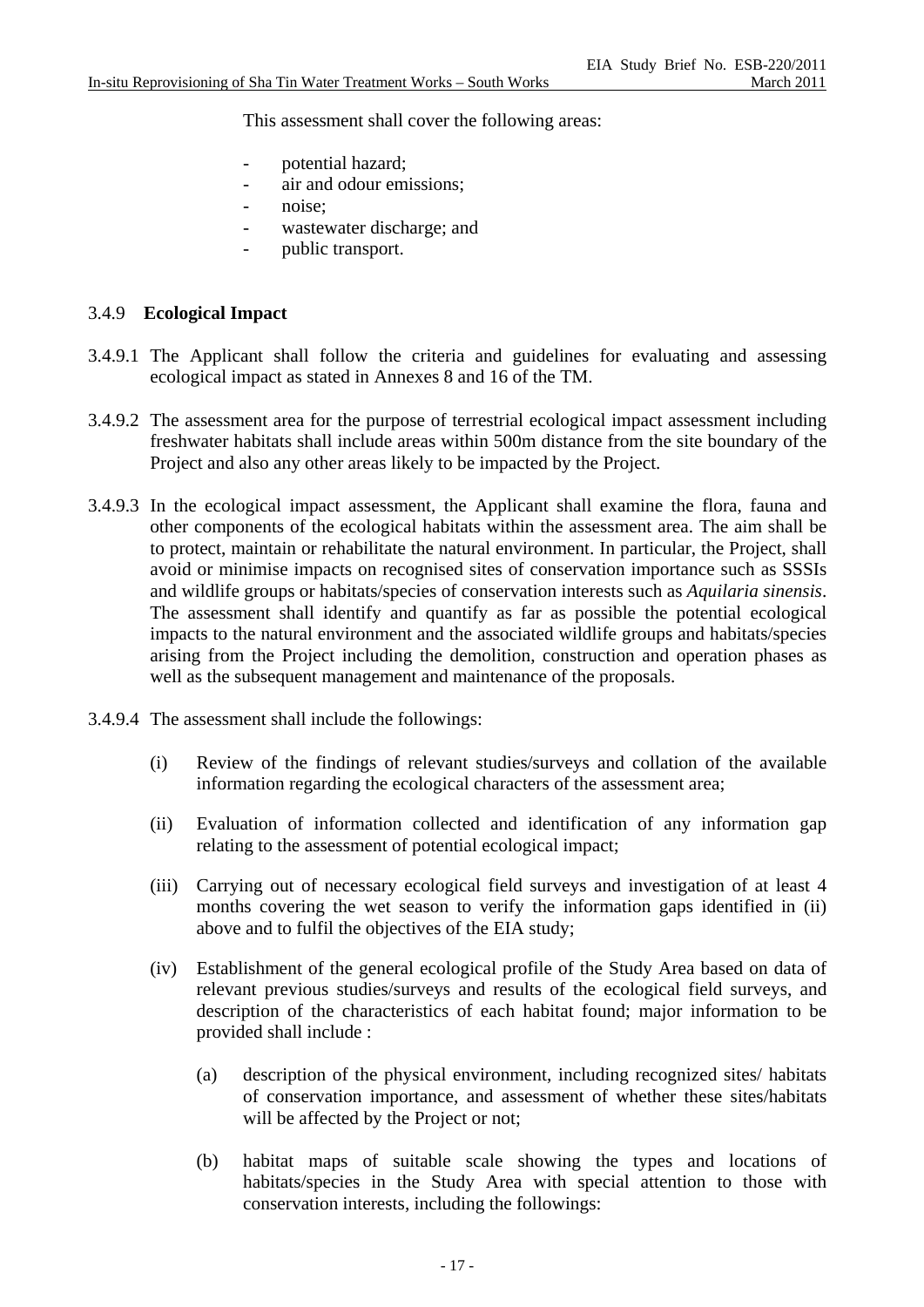This assessment shall cover the following areas:

- potential hazard;
- air and odour emissions;
- noise;
- wastewater discharge; and
- public transport.

### 3.4.9 **Ecological Impact**

3.4.9.1 The Applicant shall follow the criteria and guidelines for evaluating and assessing ecological impact as stated in Annexes 8 and 16 of the TM.

3.4.9.2 The assessment area for the purpose of terrestrial ecological impact assessment including freshwater habitats shall include areas within 500m distance from the site boundary of the Project and also any other areas likely to be impacted by the Project.

3.4.9.3 In the ecological impact assessment, the Applicant shall examine the flora, fauna and other components of the ecological habitats within the assessment area. The aim shall be to protect, maintain or rehabilitate the natural environment. In particular, the Project, shall avoid or minimise impacts on recognised sites of conservation importance such as SSSIs and wildlife groups or habitats/species of conservation interests such as *Aquilaria sinensis*. The assessment shall identify and quantify as far as possible the potential ecological impacts to the natural environment and the associated wildlife groups and habitats/species arising from the Project including the demolition, construction and operation phases as well as the subsequent management and maintenance of the proposals.

3.4.9.4 The assessment shall include the followings:

(i) Review of the findings of relevant studies/surveys and collation of the available information regarding the ecological characters of the assessment area;

(ii) Evaluation of information collected and identification of any information gap relating to the assessment of potential ecological impact;

(iii) Carrying out of necessary ecological field surveys and investigation of at least 4 months covering the wet season to verify the information gaps identified in (ii) above and to fulfil the objectives of the EIA study;

(iv) Establishment of the general ecological profile of the Study Area based on data of relevant previous studies/surveys and results of the ecological field surveys, and description of the characteristics of each habitat found; major information to be provided shall include :

(a) description of the physical environment, including recognized sites/ habitats of conservation importance, and assessment of whether these sites/habitats will be affected by the Project or not;

(b) habitat maps of suitable scale showing the types and locations of habitats/species in the Study Area with special attention to those with conservation interests, including the followings: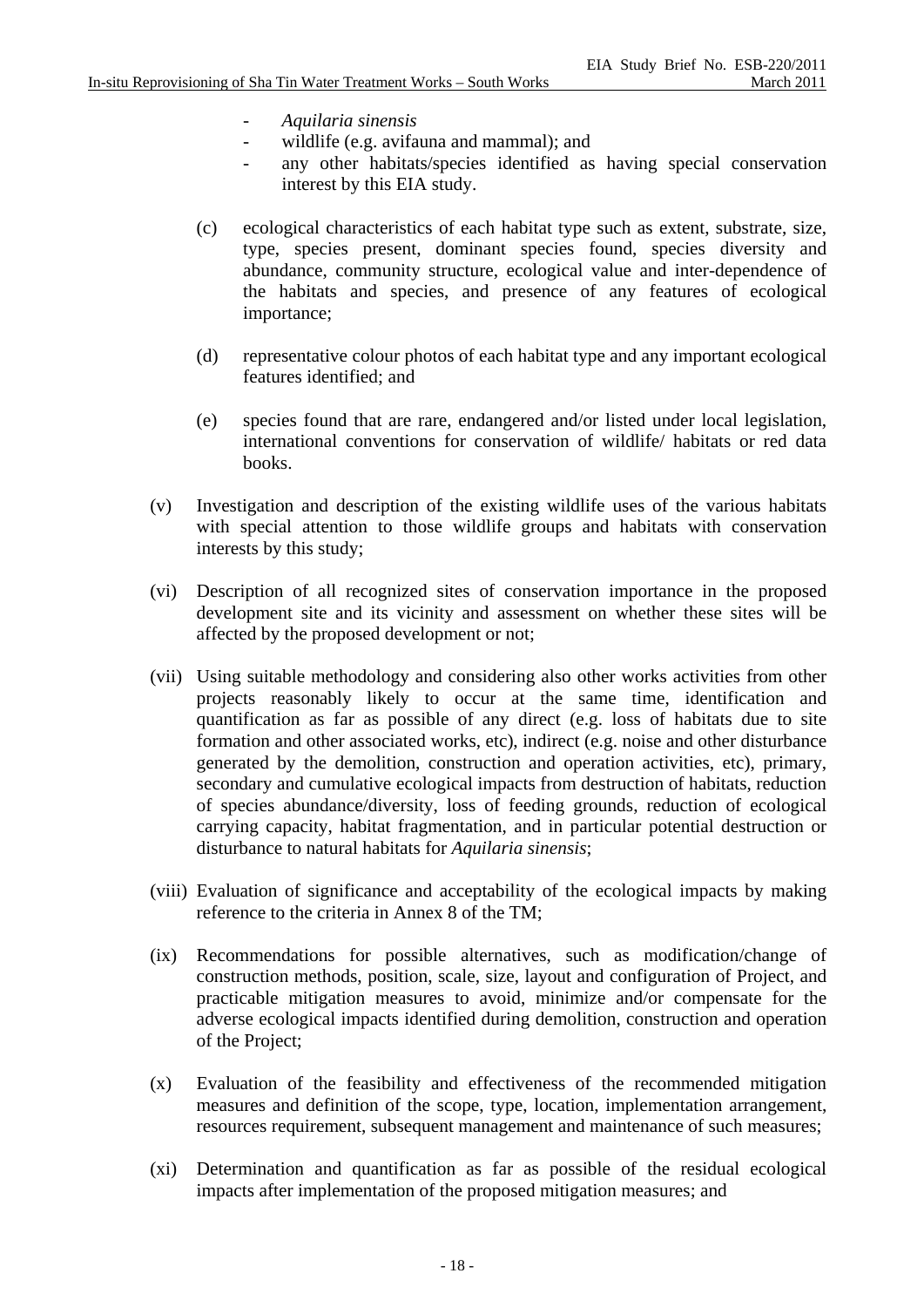- *Aquilaria sinensis*
- wildlife (e.g. avifauna and mammal); and
- any other habitats/species identified as having special conservation interest by this EIA study.

(c) ecological characteristics of each habitat type such as extent, substrate, size, type, species present, dominant species found, species diversity and abundance, community structure, ecological value and inter-dependence of the habitats and species, and presence of any features of ecological importance;

(d) representative colour photos of each habitat type and any important ecological features identified; and

(e) species found that are rare, endangered and/or listed under local legislation, international conventions for conservation of wildlife/ habitats or red data books.

(v) Investigation and description of the existing wildlife uses of the various habitats with special attention to those wildlife groups and habitats with conservation interests by this study;

(vi) Description of all recognized sites of conservation importance in the proposed development site and its vicinity and assessment on whether these sites will be affected by the proposed development or not;

(vii) Using suitable methodology and considering also other works activities from other projects reasonably likely to occur at the same time, identification and quantification as far as possible of any direct (e.g. loss of habitats due to site formation and other associated works, etc), indirect (e.g. noise and other disturbance generated by the demolition, construction and operation activities, etc), primary, secondary and cumulative ecological impacts from destruction of habitats, reduction of species abundance/diversity, loss of feeding grounds, reduction of ecological carrying capacity, habitat fragmentation, and in particular potential destruction or disturbance to natural habitats for *Aquilaria sinensis*;

(viii) Evaluation of significance and acceptability of the ecological impacts by making reference to the criteria in Annex 8 of the TM;

(ix) Recommendations for possible alternatives, such as modification/change of construction methods, position, scale, size, layout and configuration of Project, and practicable mitigation measures to avoid, minimize and/or compensate for the adverse ecological impacts identified during demolition, construction and operation of the Project;

(x) Evaluation of the feasibility and effectiveness of the recommended mitigation measures and definition of the scope, type, location, implementation arrangement, resources requirement, subsequent management and maintenance of such measures;

(xi) Determination and quantification as far as possible of the residual ecological impacts after implementation of the proposed mitigation measures; and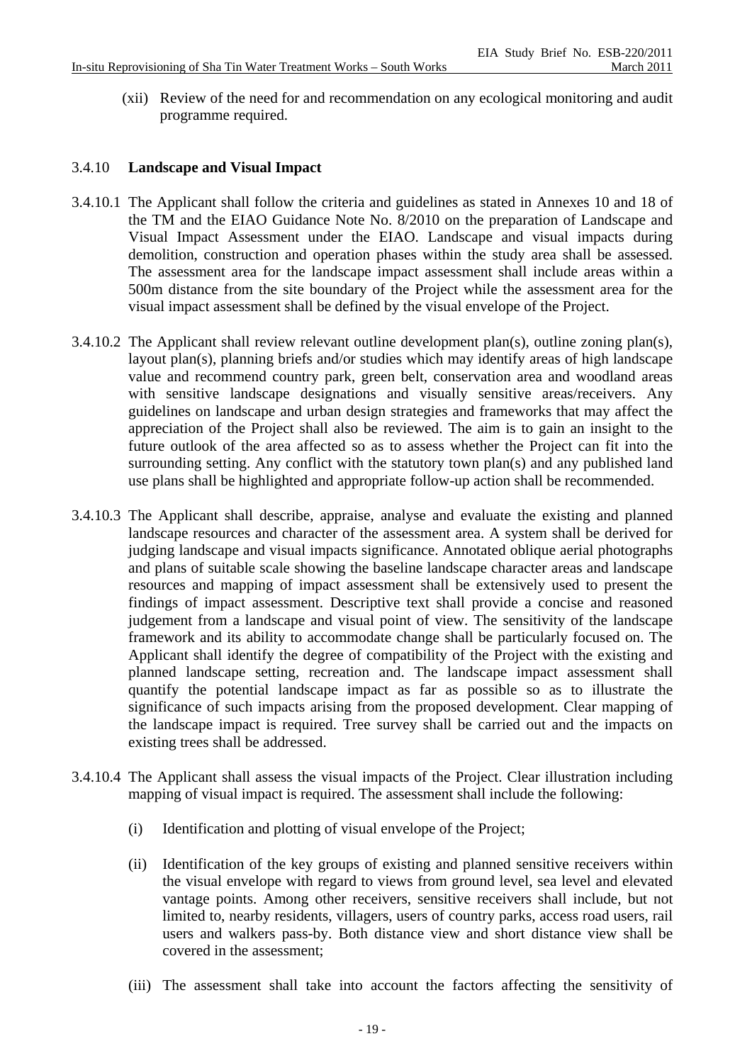(xii) Review of the need for and recommendation on any ecological monitoring and audit programme required.

### 3.4.10 **Landscape and Visual Impact**

3.4.10.1 The Applicant shall follow the criteria and guidelines as stated in Annexes 10 and 18 of the TM and the EIAO Guidance Note No. 8/2010 on the preparation of Landscape and Visual Impact Assessment under the EIAO. Landscape and visual impacts during demolition, construction and operation phases within the study area shall be assessed. The assessment area for the landscape impact assessment shall include areas within a 500m distance from the site boundary of the Project while the assessment area for the visual impact assessment shall be defined by the visual envelope of the Project.

3.4.10.2 The Applicant shall review relevant outline development plan(s), outline zoning plan(s), layout plan(s), planning briefs and/or studies which may identify areas of high landscape value and recommend country park, green belt, conservation area and woodland areas with sensitive landscape designations and visually sensitive areas/receivers. Any guidelines on landscape and urban design strategies and frameworks that may affect the appreciation of the Project shall also be reviewed. The aim is to gain an insight to the future outlook of the area affected so as to assess whether the Project can fit into the surrounding setting. Any conflict with the statutory town plan(s) and any published land use plans shall be highlighted and appropriate follow-up action shall be recommended.

3.4.10.3 The Applicant shall describe, appraise, analyse and evaluate the existing and planned landscape resources and character of the assessment area. A system shall be derived for judging landscape and visual impacts significance. Annotated oblique aerial photographs and plans of suitable scale showing the baseline landscape character areas and landscape resources and mapping of impact assessment shall be extensively used to present the findings of impact assessment. Descriptive text shall provide a concise and reasoned judgement from a landscape and visual point of view. The sensitivity of the landscape framework and its ability to accommodate change shall be particularly focused on. The Applicant shall identify the degree of compatibility of the Project with the existing and planned landscape setting, recreation and. The landscape impact assessment shall quantify the potential landscape impact as far as possible so as to illustrate the significance of such impacts arising from the proposed development. Clear mapping of the landscape impact is required. Tree survey shall be carried out and the impacts on existing trees shall be addressed.

3.4.10.4 The Applicant shall assess the visual impacts of the Project. Clear illustration including mapping of visual impact is required. The assessment shall include the following:

(i) Identification and plotting of visual envelope of the Project;

(ii) Identification of the key groups of existing and planned sensitive receivers within the visual envelope with regard to views from ground level, sea level and elevated vantage points. Among other receivers, sensitive receivers shall include, but not limited to, nearby residents, villagers, users of country parks, access road users, rail users and walkers pass-by. Both distance view and short distance view shall be covered in the assessment;

(iii) The assessment shall take into account the factors affecting the sensitivity of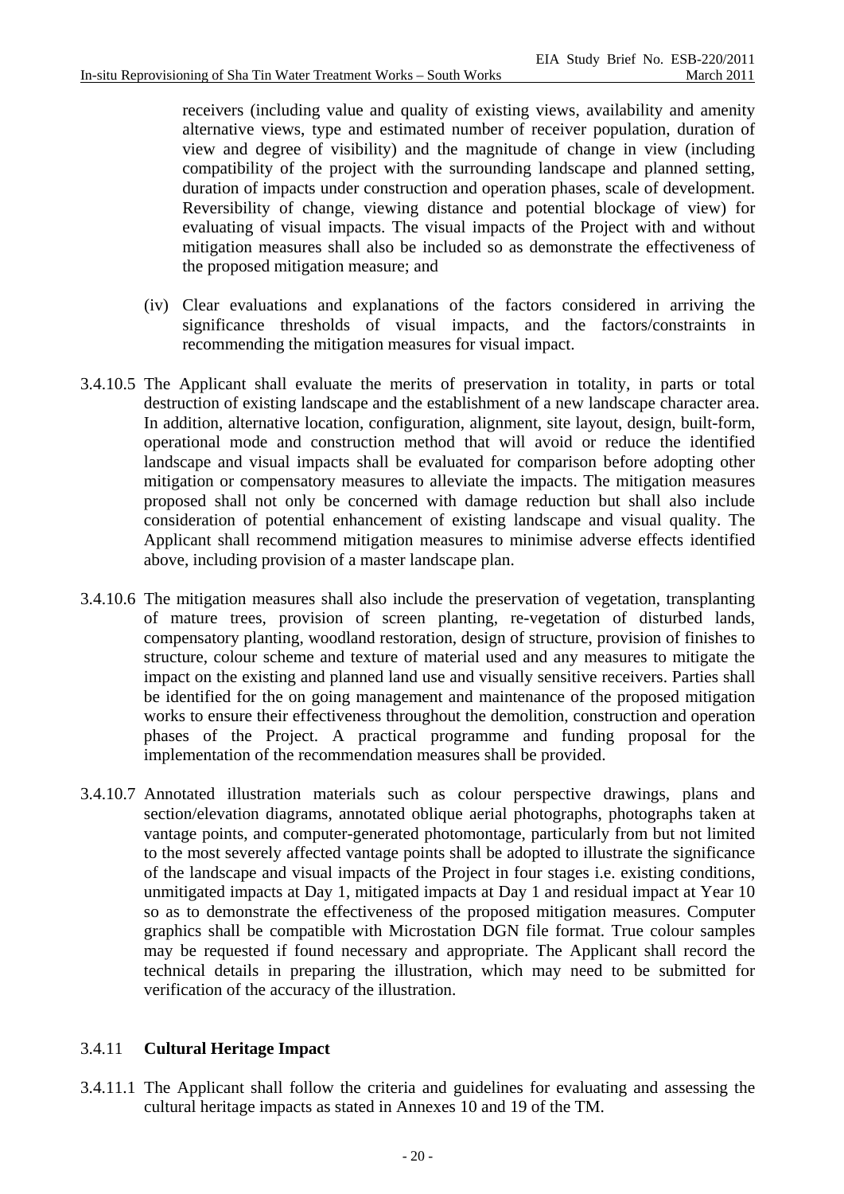receivers (including value and quality of existing views, availability and amenity alternative views, type and estimated number of receiver population, duration of view and degree of visibility) and the magnitude of change in view (including compatibility of the project with the surrounding landscape and planned setting, duration of impacts under construction and operation phases, scale of development. Reversibility of change, viewing distance and potential blockage of view) for evaluating of visual impacts. The visual impacts of the Project with and without mitigation measures shall also be included so as demonstrate the effectiveness of the proposed mitigation measure; and

(iv) Clear evaluations and explanations of the factors considered in arriving the significance thresholds of visual impacts, and the factors/constraints in recommending the mitigation measures for visual impact.

3.4.10.5 The Applicant shall evaluate the merits of preservation in totality, in parts or total destruction of existing landscape and the establishment of a new landscape character area. In addition, alternative location, configuration, alignment, site layout, design, built-form, operational mode and construction method that will avoid or reduce the identified landscape and visual impacts shall be evaluated for comparison before adopting other mitigation or compensatory measures to alleviate the impacts. The mitigation measures proposed shall not only be concerned with damage reduction but shall also include consideration of potential enhancement of existing landscape and visual quality. The Applicant shall recommend mitigation measures to minimise adverse effects identified above, including provision of a master landscape plan.

3.4.10.6 The mitigation measures shall also include the preservation of vegetation, transplanting of mature trees, provision of screen planting, re-vegetation of disturbed lands, compensatory planting, woodland restoration, design of structure, provision of finishes to structure, colour scheme and texture of material used and any measures to mitigate the impact on the existing and planned land use and visually sensitive receivers. Parties shall be identified for the on going management and maintenance of the proposed mitigation works to ensure their effectiveness throughout the demolition, construction and operation phases of the Project. A practical programme and funding proposal for the implementation of the recommendation measures shall be provided.

3.4.10.7 Annotated illustration materials such as colour perspective drawings, plans and section/elevation diagrams, annotated oblique aerial photographs, photographs taken at vantage points, and computer-generated photomontage, particularly from but not limited to the most severely affected vantage points shall be adopted to illustrate the significance of the landscape and visual impacts of the Project in four stages i.e. existing conditions, unmitigated impacts at Day 1, mitigated impacts at Day 1 and residual impact at Year 10 so as to demonstrate the effectiveness of the proposed mitigation measures. Computer graphics shall be compatible with Microstation DGN file format. True colour samples may be requested if found necessary and appropriate. The Applicant shall record the technical details in preparing the illustration, which may need to be submitted for verification of the accuracy of the illustration.

### 3.4.11 **Cultural Heritage Impact**

3.4.11.1 The Applicant shall follow the criteria and guidelines for evaluating and assessing the cultural heritage impacts as stated in Annexes 10 and 19 of the TM.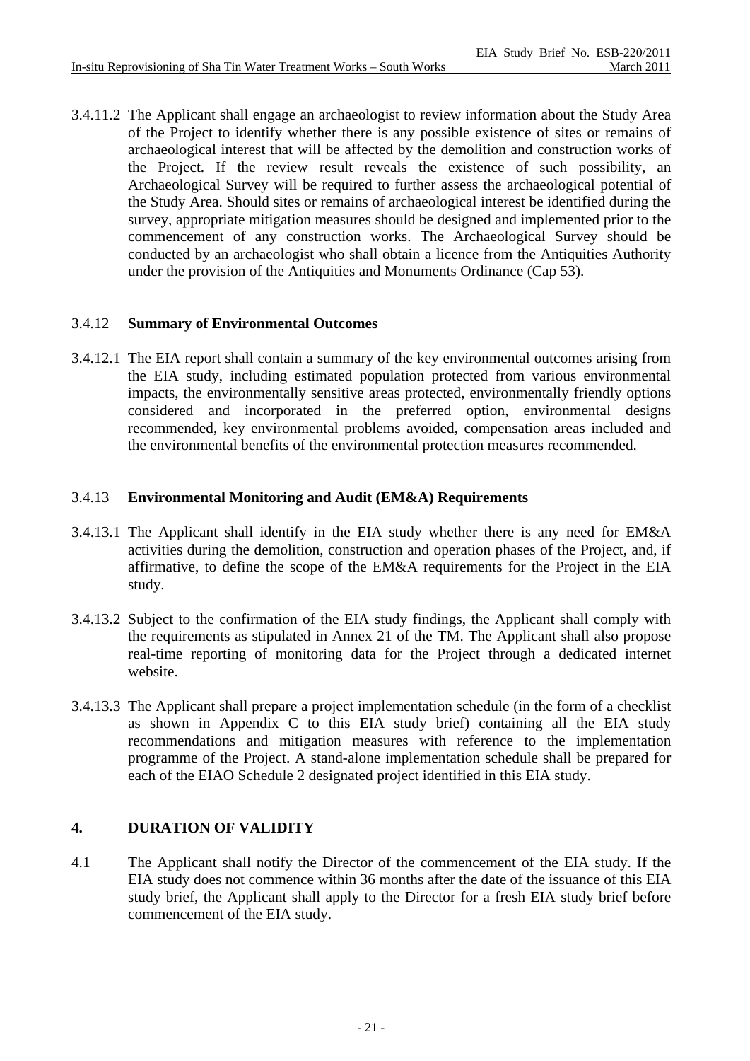3.4.11.2 The Applicant shall engage an archaeologist to review information about the Study Area of the Project to identify whether there is any possible existence of sites or remains of archaeological interest that will be affected by the demolition and construction works of the Project. If the review result reveals the existence of such possibility, an Archaeological Survey will be required to further assess the archaeological potential of the Study Area. Should sites or remains of archaeological interest be identified during the survey, appropriate mitigation measures should be designed and implemented prior to the commencement of any construction works. The Archaeological Survey should be conducted by an archaeologist who shall obtain a licence from the Antiquities Authority under the provision of the Antiquities and Monuments Ordinance (Cap 53).

### 3.4.12 **Summary of Environmental Outcomes**

3.4.12.1 The EIA report shall contain a summary of the key environmental outcomes arising from the EIA study, including estimated population protected from various environmental impacts, the environmentally sensitive areas protected, environmentally friendly options considered and incorporated in the preferred option, environmental designs recommended, key environmental problems avoided, compensation areas included and the environmental benefits of the environmental protection measures recommended.

### 3.4.13 **Environmental Monitoring and Audit (EM&A) Requirements**

3.4.13.1 The Applicant shall identify in the EIA study whether there is any need for EM&A activities during the demolition, construction and operation phases of the Project, and, if affirmative, to define the scope of the EM&A requirements for the Project in the EIA study.

3.4.13.2 Subject to the confirmation of the EIA study findings, the Applicant shall comply with the requirements as stipulated in Annex 21 of the TM. The Applicant shall also propose real-time reporting of monitoring data for the Project through a dedicated internet website.

3.4.13.3 The Applicant shall prepare a project implementation schedule (in the form of a checklist as shown in Appendix C to this EIA study brief) containing all the EIA study recommendations and mitigation measures with reference to the implementation programme of the Project. A stand-alone implementation schedule shall be prepared for each of the EIAO Schedule 2 designated project identified in this EIA study.

## 4. DURATION OF VALIDITY

4.1 The Applicant shall notify the Director of the commencement of the EIA study. If the EIA study does not commence within 36 months after the date of the issuance of this EIA study brief, the Applicant shall apply to the Director for a fresh EIA study brief before commencement of the EIA study.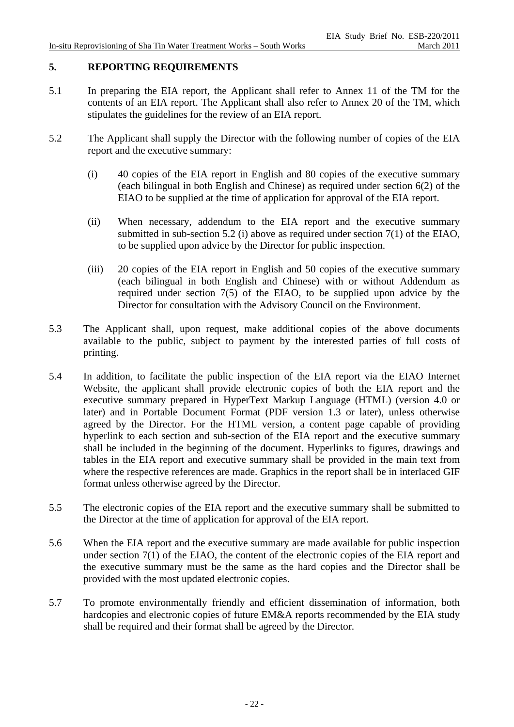## 5. REPORTING REQUIREMENTS

5.1 In preparing the EIA report, the Applicant shall refer to Annex 11 of the TM for the contents of an EIA report. The Applicant shall also refer to Annex 20 of the TM, which stipulates the guidelines for the review of an EIA report.

5.2 The Applicant shall supply the Director with the following number of copies of the EIA report and the executive summary:

(i) 40 copies of the EIA report in English and 80 copies of the executive summary (each bilingual in both English and Chinese) as required under section 6(2) of the EIAO to be supplied at the time of application for approval of the EIA report.

(ii) When necessary, addendum to the EIA report and the executive summary submitted in sub-section 5.2 (i) above as required under section 7(1) of the EIAO, to be supplied upon advice by the Director for public inspection.

(iii) 20 copies of the EIA report in English and 50 copies of the executive summary (each bilingual in both English and Chinese) with or without Addendum as required under section 7(5) of the EIAO, to be supplied upon advice by the Director for consultation with the Advisory Council on the Environment.

5.3 The Applicant shall, upon request, make additional copies of the above documents available to the public, subject to payment by the interested parties of full costs of printing.

5.4 In addition, to facilitate the public inspection of the EIA report via the EIAO Internet Website, the applicant shall provide electronic copies of both the EIA report and the executive summary prepared in HyperText Markup Language (HTML) (version 4.0 or later) and in Portable Document Format (PDF version 1.3 or later), unless otherwise agreed by the Director. For the HTML version, a content page capable of providing hyperlink to each section and sub-section of the EIA report and the executive summary shall be included in the beginning of the document. Hyperlinks to figures, drawings and tables in the EIA report and executive summary shall be provided in the main text from where the respective references are made. Graphics in the report shall be in interlaced GIF format unless otherwise agreed by the Director.

5.5 The electronic copies of the EIA report and the executive summary shall be submitted to the Director at the time of application for approval of the EIA report.

5.6 When the EIA report and the executive summary are made available for public inspection under section 7(1) of the EIAO, the content of the electronic copies of the EIA report and the executive summary must be the same as the hard copies and the Director shall be provided with the most updated electronic copies.

5.7 To promote environmentally friendly and efficient dissemination of information, both hardcopies and electronic copies of future EM&A reports recommended by the EIA study shall be required and their format shall be agreed by the Director.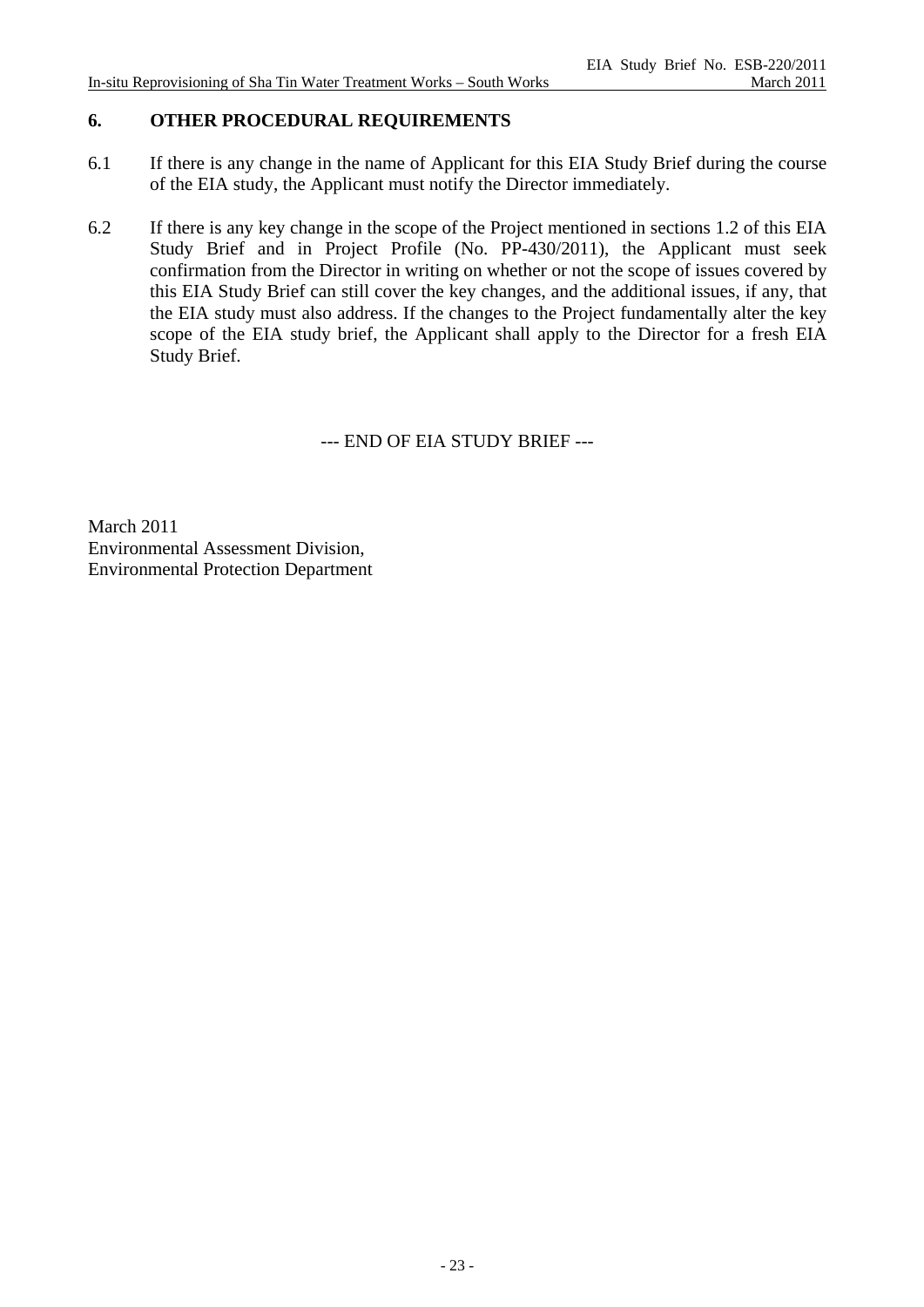## 6. OTHER PROCEDURAL REQUIREMENTS

6.1 If there is any change in the name of Applicant for this EIA Study Brief during the course of the EIA study, the Applicant must notify the Director immediately.

6.2 If there is any key change in the scope of the Project mentioned in sections 1.2 of this EIA Study Brief and in Project Profile (No. PP-430/2011), the Applicant must seek confirmation from the Director in writing on whether or not the scope of issues covered by this EIA Study Brief can still cover the key changes, and the additional issues, if any, that the EIA study must also address. If the changes to the Project fundamentally alter the key scope of the EIA study brief, the Applicant shall apply to the Director for a fresh EIA Study Brief.

--- END OF EIA STUDY BRIEF ---

March 2011
Environmental Assessment Division,
Environmental Protection Department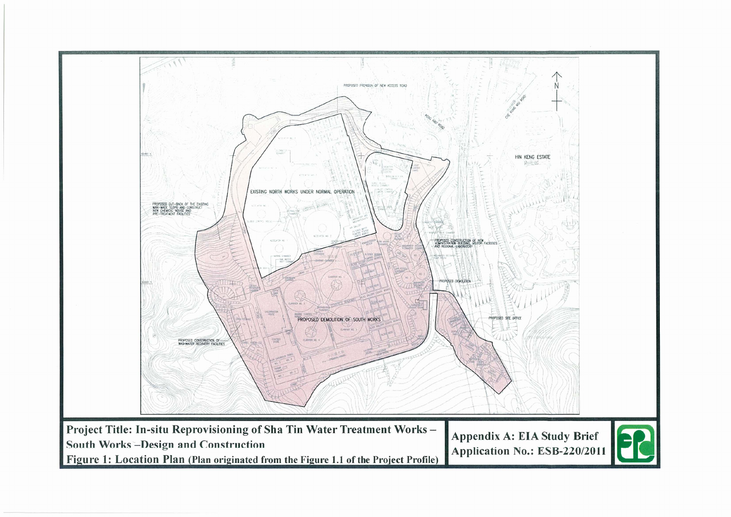PROPOSED PROVISION OF NEW ACCESS ROAD

KENG HAU ROAD

CHE KUNG MIU ROAD

N

HIN KENG ESTATE

EXISTING NORTH WORKS UNDER NORMAL OPERATION

PROPOSED CUT-BACK OF THE EXISTING MAN-MADE SLOPE AND CONSTRUCT NEW CHEMICAL HOUSE AND PRE-TREATMENT FACILITIES

PROPOSED CONSTRUCTION OF NEW ADMINISTRATION BUILDING, VISITOR FACILITIES AND REGIONAL LABORATORY

PROPOSED DEMOLITION

PROPOSED DEMOLITION OF SOUTH WORKS

PROPOSED SITE OFFICE

PROPOSED CONSTRUCTION OF WASHWATER RECOVERY FACILITIES

**Project Title: In-situ Reprovisioning of Sha Tin Water Treatment Works – South Works –Design and Construction**

**Figure 1: Location Plan** (Plan originated from the Figure 1.1 of the Project Profile)

**Appendix A: EIA Study Brief**
**Application No.: ESB-220/2011**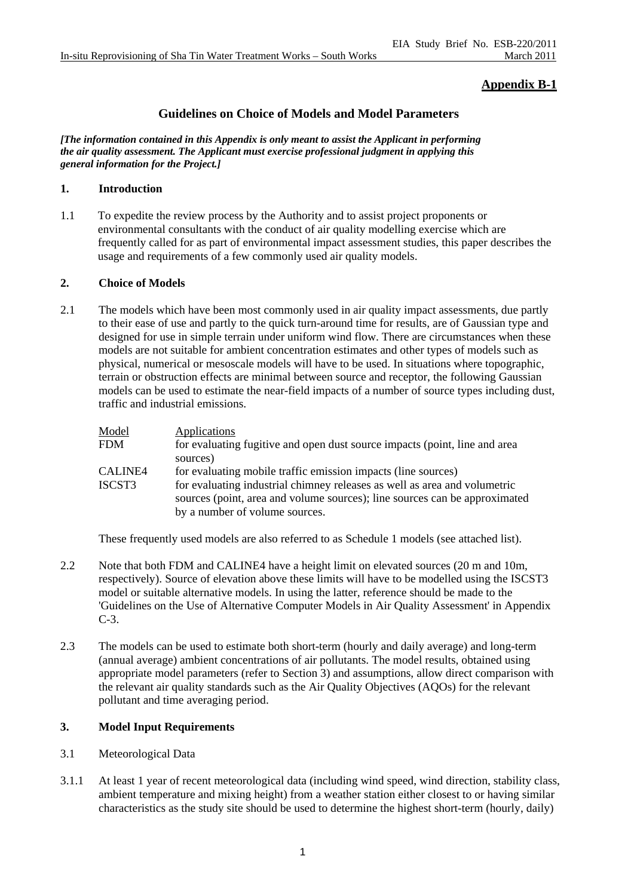## Appendix B-1

## Guidelines on Choice of Models and Model Parameters

***[The information contained in this Appendix is only meant to assist the Applicant in performing the air quality assessment. The Applicant must exercise professional judgment in applying this general information for the Project.]***

### 1. Introduction

1.1 To expedite the review process by the Authority and to assist project proponents or environmental consultants with the conduct of air quality modelling exercise which are frequently called for as part of environmental impact assessment studies, this paper describes the usage and requirements of a few commonly used air quality models.

### 2. Choice of Models

2.1 The models which have been most commonly used in air quality impact assessments, due partly to their ease of use and partly to the quick turn-around time for results, are of Gaussian type and designed for use in simple terrain under uniform wind flow. There are circumstances when these models are not suitable for ambient concentration estimates and other types of models such as physical, numerical or mesoscale models will have to be used. In situations where topographic, terrain or obstruction effects are minimal between source and receptor, the following Gaussian models can be used to estimate the near-field impacts of a number of source types including dust, traffic and industrial emissions.

| Model | Applications |
|---|---|
| FDM | for evaluating fugitive and open dust source impacts (point, line and area sources) |
| CALINE4 | for evaluating mobile traffic emission impacts (line sources) |
| ISCST3 | for evaluating industrial chimney releases as well as area and volumetric sources (point, area and volume sources); line sources can be approximated by a number of volume sources. |

These frequently used models are also referred to as Schedule 1 models (see attached list).

2.2 Note that both FDM and CALINE4 have a height limit on elevated sources (20 m and 10m, respectively). Source of elevation above these limits will have to be modelled using the ISCST3 model or suitable alternative models. In using the latter, reference should be made to the 'Guidelines on the Use of Alternative Computer Models in Air Quality Assessment' in Appendix C-3.

2.3 The models can be used to estimate both short-term (hourly and daily average) and long-term (annual average) ambient concentrations of air pollutants. The model results, obtained using appropriate model parameters (refer to Section 3) and assumptions, allow direct comparison with the relevant air quality standards such as the Air Quality Objectives (AQOs) for the relevant pollutant and time averaging period.

### 3. Model Input Requirements

3.1 Meteorological Data

3.1.1 At least 1 year of recent meteorological data (including wind speed, wind direction, stability class, ambient temperature and mixing height) from a weather station either closest to or having similar characteristics as the study site should be used to determine the highest short-term (hourly, daily)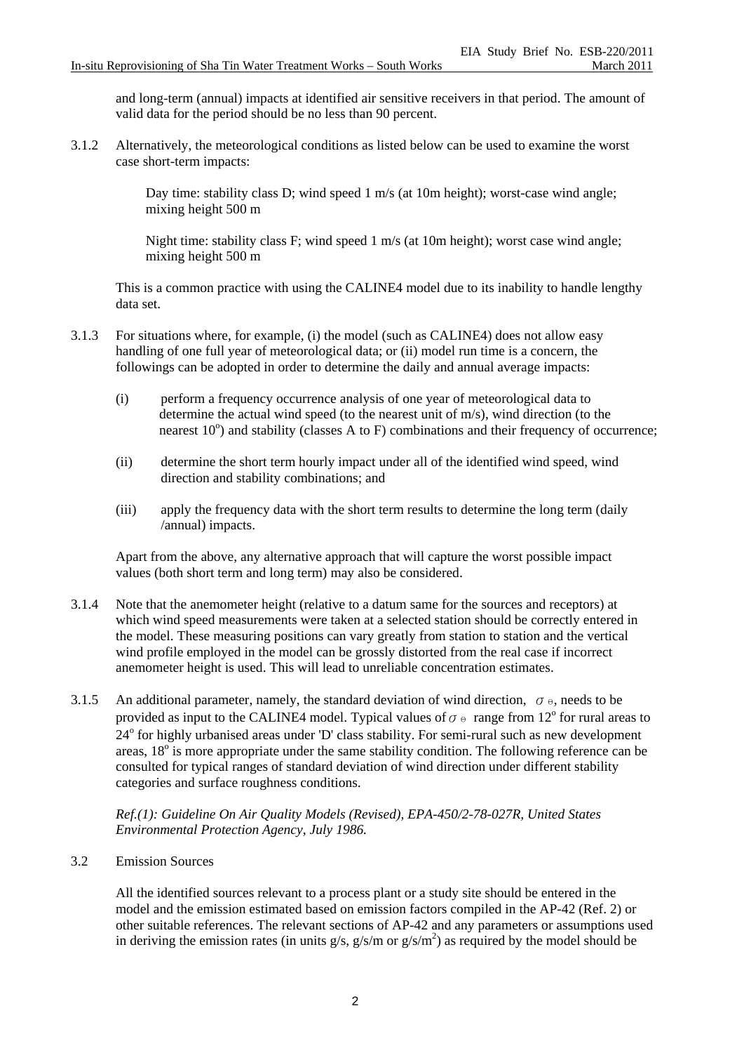and long-term (annual) impacts at identified air sensitive receivers in that period. The amount of valid data for the period should be no less than 90 percent.

3.1.2 Alternatively, the meteorological conditions as listed below can be used to examine the worst case short-term impacts:

> Day time: stability class D; wind speed 1 m/s (at 10m height); worst-case wind angle; mixing height 500 m
>
> Night time: stability class F; wind speed 1 m/s (at 10m height); worst case wind angle; mixing height 500 m

This is a common practice with using the CALINE4 model due to its inability to handle lengthy data set.

3.1.3 For situations where, for example, (i) the model (such as CALINE4) does not allow easy handling of one full year of meteorological data; or (ii) model run time is a concern, the followings can be adopted in order to determine the daily and annual average impacts:

(i) perform a frequency occurrence analysis of one year of meteorological data to determine the actual wind speed (to the nearest unit of m/s), wind direction (to the nearest $10^o$) and stability (classes A to F) combinations and their frequency of occurrence;

(ii) determine the short term hourly impact under all of the identified wind speed, wind direction and stability combinations; and

(iii) apply the frequency data with the short term results to determine the long term (daily /annual) impacts.

Apart from the above, any alternative approach that will capture the worst possible impact values (both short term and long term) may also be considered.

3.1.4 Note that the anemometer height (relative to a datum same for the sources and receptors) at which wind speed measurements were taken at a selected station should be correctly entered in the model. These measuring positions can vary greatly from station to station and the vertical wind profile employed in the model can be grossly distorted from the real case if incorrect anemometer height is used. This will lead to unreliable concentration estimates.

3.1.5 An additional parameter, namely, the standard deviation of wind direction, $\sigma_\theta$, needs to be provided as input to the CALINE4 model. Typical values of $\sigma_\theta$ range from $12^o$ for rural areas to $24^o$ for highly urbanised areas under 'D' class stability. For semi-rural such as new development areas, $18^o$ is more appropriate under the same stability condition. The following reference can be consulted for typical ranges of standard deviation of wind direction under different stability categories and surface roughness conditions.

*Ref.(1): Guideline On Air Quality Models (Revised), EPA-450/2-78-027R, United States Environmental Protection Agency, July 1986.*

3.2 Emission Sources

All the identified sources relevant to a process plant or a study site should be entered in the model and the emission estimated based on emission factors compiled in the AP-42 (Ref. 2) or other suitable references. The relevant sections of AP-42 and any parameters or assumptions used in deriving the emission rates (in units g/s, g/s/m or $g/s/m^2$) as required by the model should be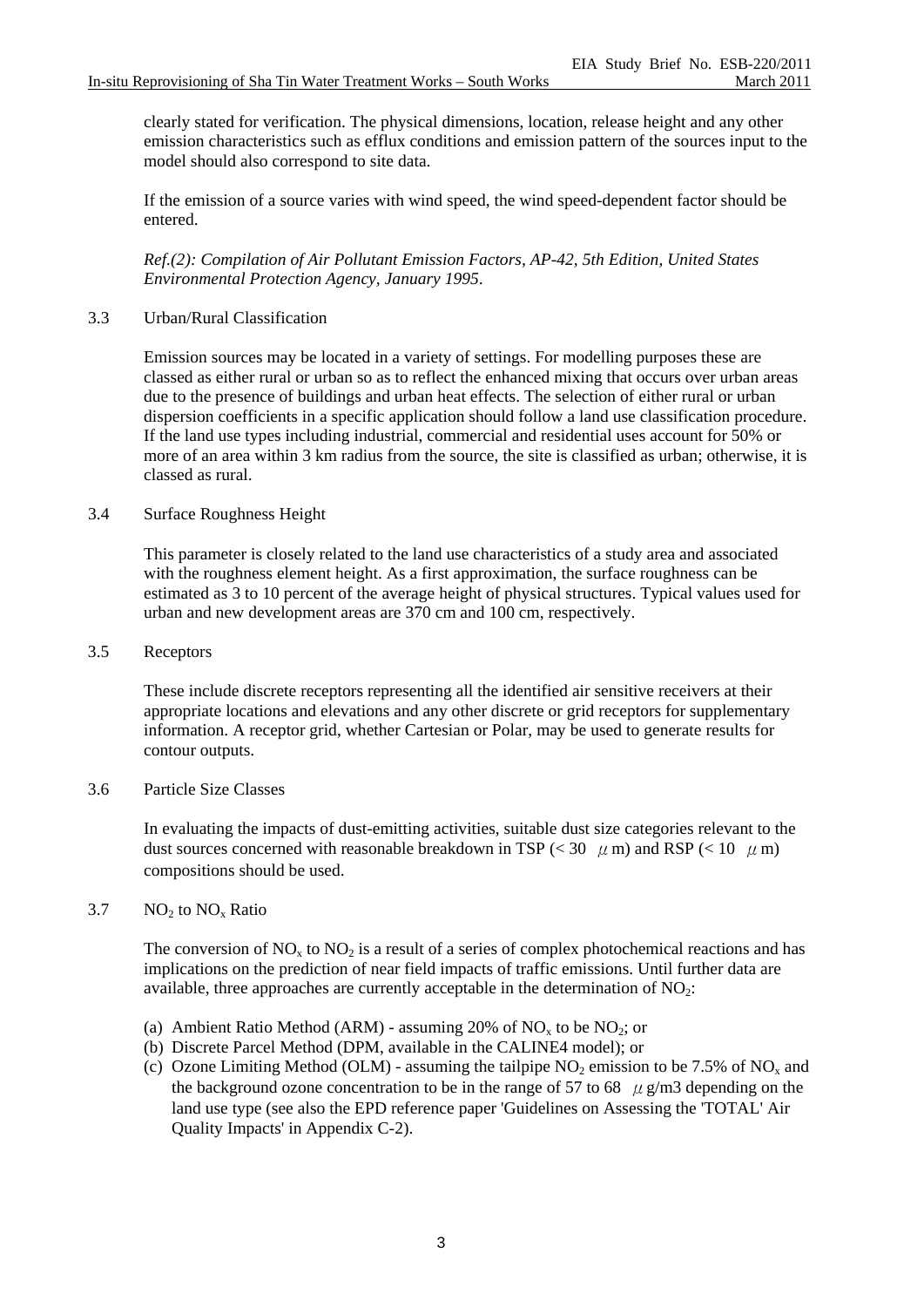clearly stated for verification. The physical dimensions, location, release height and any other emission characteristics such as efflux conditions and emission pattern of the sources input to the model should also correspond to site data.

If the emission of a source varies with wind speed, the wind speed-dependent factor should be entered.

*Ref.(2): Compilation of Air Pollutant Emission Factors, AP-42, 5th Edition, United States Environmental Protection Agency, January 1995.*

3.3 Urban/Rural Classification

Emission sources may be located in a variety of settings. For modelling purposes these are classed as either rural or urban so as to reflect the enhanced mixing that occurs over urban areas due to the presence of buildings and urban heat effects. The selection of either rural or urban dispersion coefficients in a specific application should follow a land use classification procedure. If the land use types including industrial, commercial and residential uses account for 50% or more of an area within 3 km radius from the source, the site is classified as urban; otherwise, it is classed as rural.

3.4 Surface Roughness Height

This parameter is closely related to the land use characteristics of a study area and associated with the roughness element height. As a first approximation, the surface roughness can be estimated as 3 to 10 percent of the average height of physical structures. Typical values used for urban and new development areas are 370 cm and 100 cm, respectively.

3.5 Receptors

These include discrete receptors representing all the identified air sensitive receivers at their appropriate locations and elevations and any other discrete or grid receptors for supplementary information. A receptor grid, whether Cartesian or Polar, may be used to generate results for contour outputs.

3.6 Particle Size Classes

In evaluating the impacts of dust-emitting activities, suitable dust size categories relevant to the dust sources concerned with reasonable breakdown in TSP (< 30 $\mu$m) and RSP (< 10 $\mu$m) compositions should be used.

3.7 $NO_2$ to $NO_x$ Ratio

The conversion of $NO_x$ to $NO_2$ is a result of a series of complex photochemical reactions and has implications on the prediction of near field impacts of traffic emissions. Until further data are available, three approaches are currently acceptable in the determination of $NO_2$:

(a) Ambient Ratio Method (ARM) - assuming 20% of $NO_x$ to be $NO_2$; or
(b) Discrete Parcel Method (DPM, available in the CALINE4 model); or
(c) Ozone Limiting Method (OLM) - assuming the tailpipe $NO_2$ emission to be 7.5% of $NO_x$ and the background ozone concentration to be in the range of 57 to 68 $\mu$g/m3 depending on the land use type (see also the EPD reference paper 'Guidelines on Assessing the 'TOTAL' Air Quality Impacts' in Appendix C-2).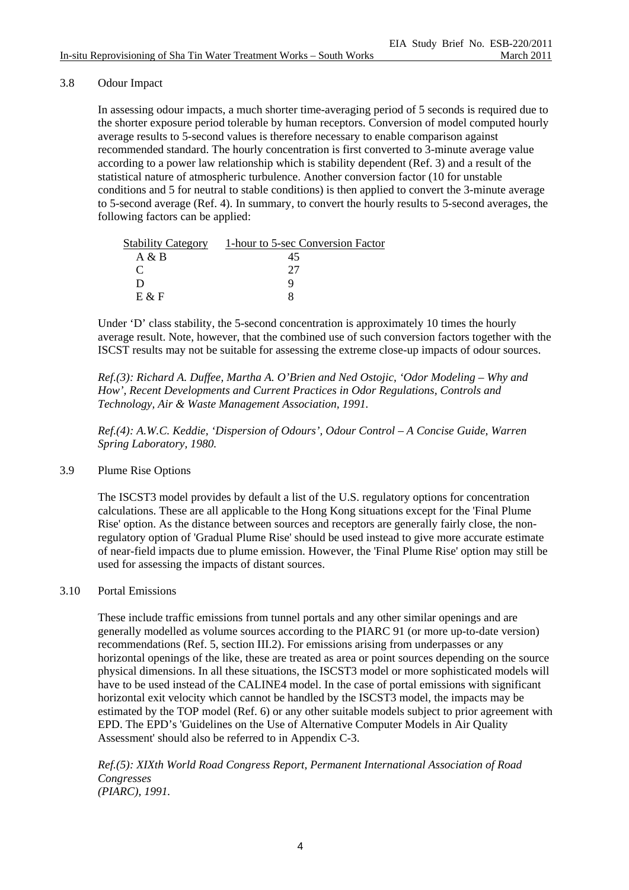### 3.8 Odour Impact

In assessing odour impacts, a much shorter time-averaging period of 5 seconds is required due to the shorter exposure period tolerable by human receptors. Conversion of model computed hourly average results to 5-second values is therefore necessary to enable comparison against recommended standard. The hourly concentration is first converted to 3-minute average value according to a power law relationship which is stability dependent (Ref. 3) and a result of the statistical nature of atmospheric turbulence. Another conversion factor (10 for unstable conditions and 5 for neutral to stable conditions) is then applied to convert the 3-minute average to 5-second average (Ref. 4). In summary, to convert the hourly results to 5-second averages, the following factors can be applied:

| Stability Category | 1-hour to 5-sec Conversion Factor |
|---|---|
| A & B | 45 |
| C | 27 |
| D | 9 |
| E & F | 8 |

Under 'D' class stability, the 5-second concentration is approximately 10 times the hourly average result. Note, however, that the combined use of such conversion factors together with the ISCST results may not be suitable for assessing the extreme close-up impacts of odour sources.

*Ref.(3): Richard A. Duffee, Martha A. O'Brien and Ned Ostojic, 'Odor Modeling – Why and How', Recent Developments and Current Practices in Odor Regulations, Controls and Technology, Air & Waste Management Association, 1991.*

*Ref.(4): A.W.C. Keddie, 'Dispersion of Odours', Odour Control – A Concise Guide, Warren Spring Laboratory, 1980.*

### 3.9 Plume Rise Options

The ISCST3 model provides by default a list of the U.S. regulatory options for concentration calculations. These are all applicable to the Hong Kong situations except for the 'Final Plume Rise' option. As the distance between sources and receptors are generally fairly close, the non-regulatory option of 'Gradual Plume Rise' should be used instead to give more accurate estimate of near-field impacts due to plume emission. However, the 'Final Plume Rise' option may still be used for assessing the impacts of distant sources.

### 3.10 Portal Emissions

These include traffic emissions from tunnel portals and any other similar openings and are generally modelled as volume sources according to the PIARC 91 (or more up-to-date version) recommendations (Ref. 5, section III.2). For emissions arising from underpasses or any horizontal openings of the like, these are treated as area or point sources depending on the source physical dimensions. In all these situations, the ISCST3 model or more sophisticated models will have to be used instead of the CALINE4 model. In the case of portal emissions with significant horizontal exit velocity which cannot be handled by the ISCST3 model, the impacts may be estimated by the TOP model (Ref. 6) or any other suitable models subject to prior agreement with EPD. The EPD's 'Guidelines on the Use of Alternative Computer Models in Air Quality Assessment' should also be referred to in Appendix C-3.

*Ref.(5): XIXth World Road Congress Report, Permanent International Association of Road Congresses (PIARC), 1991.*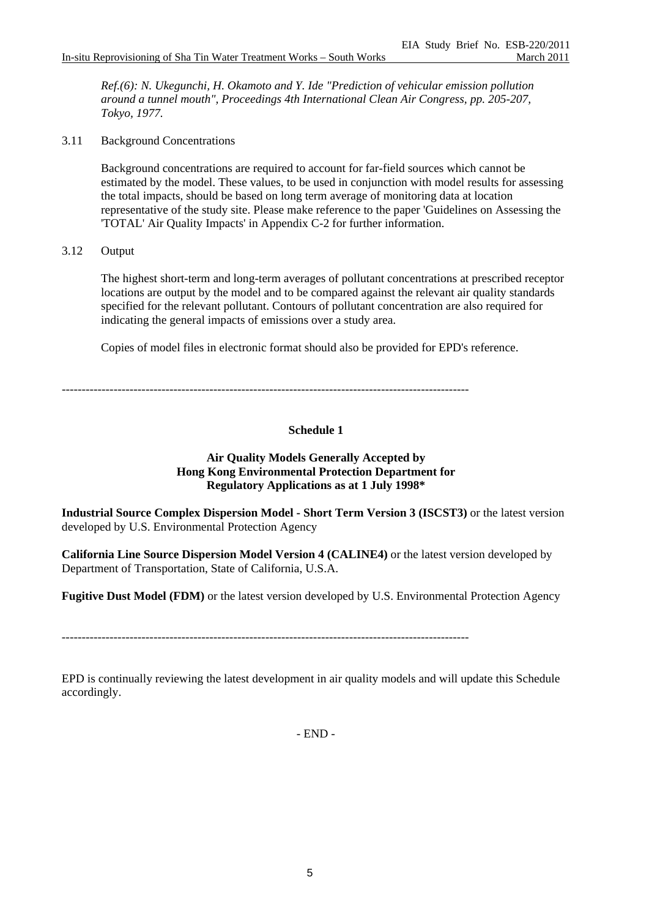*Ref.(6): N. Ukegunchi, H. Okamoto and Y. Ide "Prediction of vehicular emission pollution around a tunnel mouth", Proceedings 4th International Clean Air Congress, pp. 205-207, Tokyo, 1977.*

3.11 Background Concentrations

Background concentrations are required to account for far-field sources which cannot be estimated by the model. These values, to be used in conjunction with model results for assessing the total impacts, should be based on long term average of monitoring data at location representative of the study site. Please make reference to the paper 'Guidelines on Assessing the 'TOTAL' Air Quality Impacts' in Appendix C-2 for further information.

3.12 Output

The highest short-term and long-term averages of pollutant concentrations at prescribed receptor locations are output by the model and to be compared against the relevant air quality standards specified for the relevant pollutant. Contours of pollutant concentration are also required for indicating the general impacts of emissions over a study area.

Copies of model files in electronic format should also be provided for EPD's reference.

---

**Schedule 1**

**Air Quality Models Generally Accepted by Hong Kong Environmental Protection Department for Regulatory Applications as at 1 July 1998***

**Industrial Source Complex Dispersion Model - Short Term Version 3 (ISCST3)** or the latest version developed by U.S. Environmental Protection Agency

**California Line Source Dispersion Model Version 4 (CALINE4)** or the latest version developed by Department of Transportation, State of California, U.S.A.

**Fugitive Dust Model (FDM)** or the latest version developed by U.S. Environmental Protection Agency

---

EPD is continually reviewing the latest development in air quality models and will update this Schedule accordingly.

- END -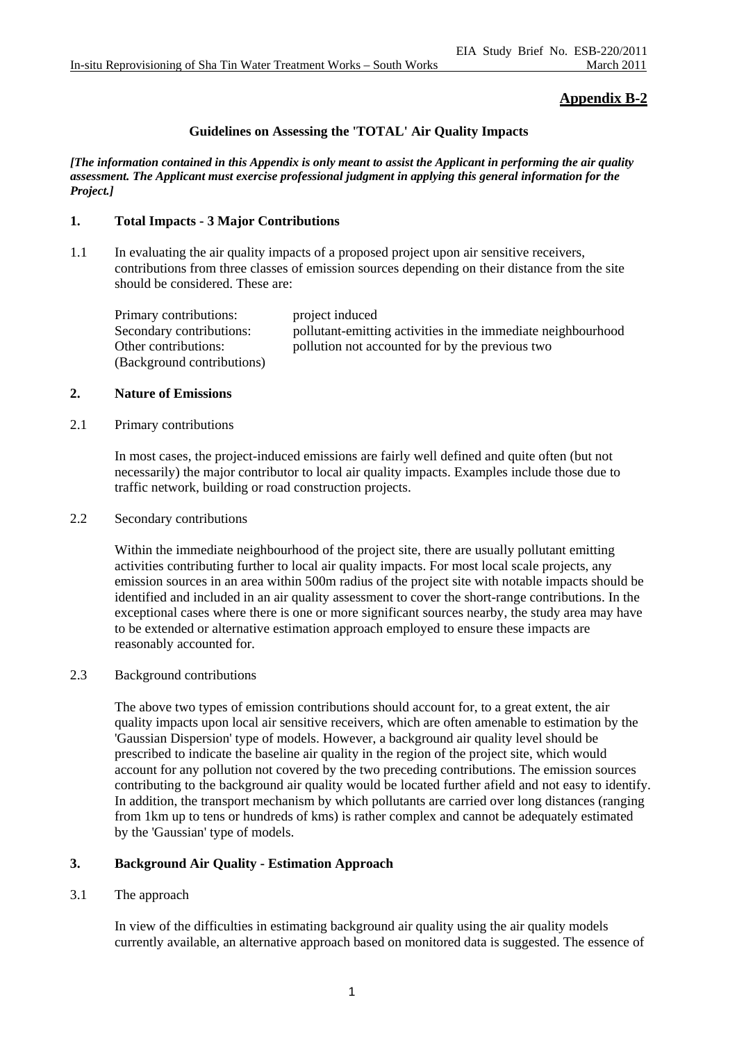## Appendix B-2

### Guidelines on Assessing the 'TOTAL' Air Quality Impacts

***[The information contained in this Appendix is only meant to assist the Applicant in performing the air quality assessment. The Applicant must exercise professional judgment in applying this general information for the Project.]***

### 1. Total Impacts - 3 Major Contributions

1.1 In evaluating the air quality impacts of a proposed project upon air sensitive receivers, contributions from three classes of emission sources depending on their distance from the site should be considered. These are:

| | |
|---|---|
| Primary contributions: | project induced |
| Secondary contributions: | pollutant-emitting activities in the immediate neighbourhood |
| Other contributions: (Background contributions) | pollution not accounted for by the previous two |

### 2. Nature of Emissions

2.1 Primary contributions

In most cases, the project-induced emissions are fairly well defined and quite often (but not necessarily) the major contributor to local air quality impacts. Examples include those due to traffic network, building or road construction projects.

2.2 Secondary contributions

Within the immediate neighbourhood of the project site, there are usually pollutant emitting activities contributing further to local air quality impacts. For most local scale projects, any emission sources in an area within 500m radius of the project site with notable impacts should be identified and included in an air quality assessment to cover the short-range contributions. In the exceptional cases where there is one or more significant sources nearby, the study area may have to be extended or alternative estimation approach employed to ensure these impacts are reasonably accounted for.

2.3 Background contributions

The above two types of emission contributions should account for, to a great extent, the air quality impacts upon local air sensitive receivers, which are often amenable to estimation by the 'Gaussian Dispersion' type of models. However, a background air quality level should be prescribed to indicate the baseline air quality in the region of the project site, which would account for any pollution not covered by the two preceding contributions. The emission sources contributing to the background air quality would be located further afield and not easy to identify. In addition, the transport mechanism by which pollutants are carried over long distances (ranging from 1km up to tens or hundreds of kms) is rather complex and cannot be adequately estimated by the 'Gaussian' type of models.

### 3. Background Air Quality - Estimation Approach

3.1 The approach

In view of the difficulties in estimating background air quality using the air quality models currently available, an alternative approach based on monitored data is suggested. The essence of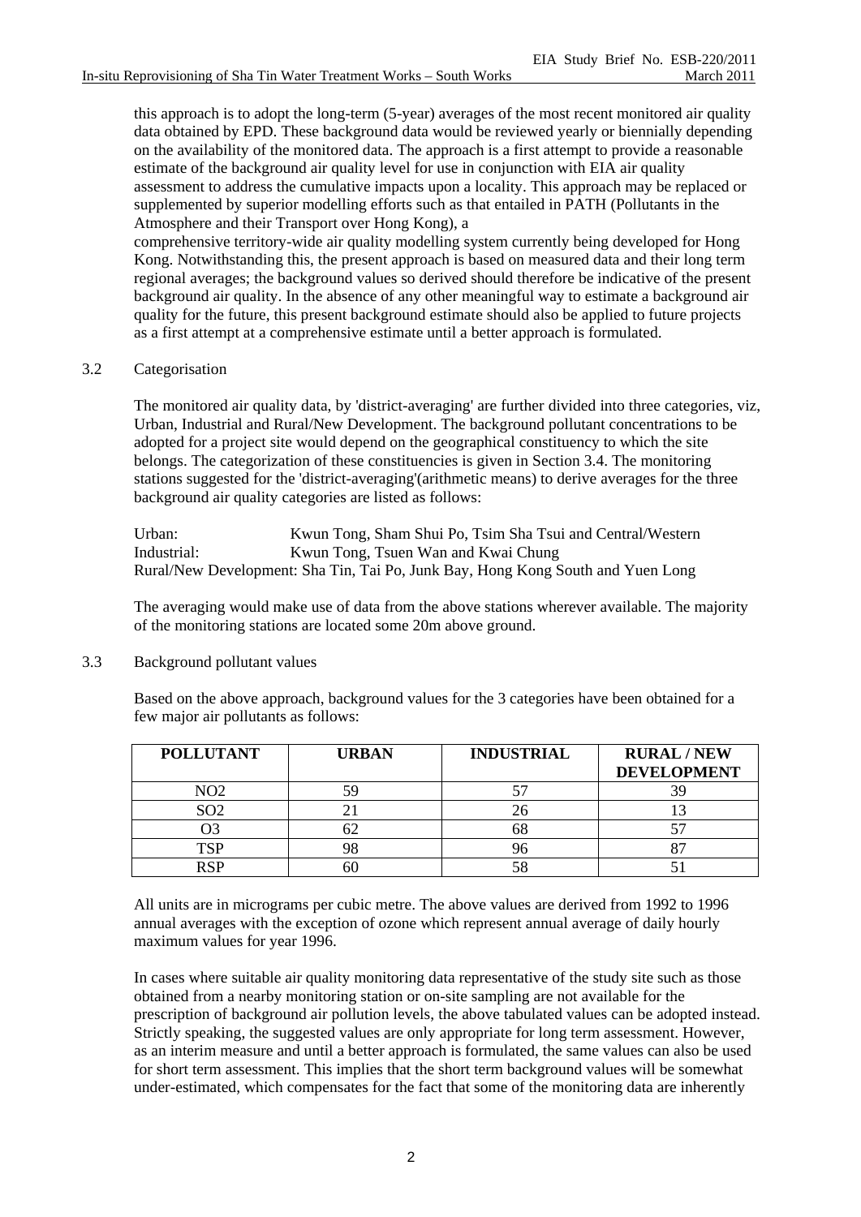this approach is to adopt the long-term (5-year) averages of the most recent monitored air quality data obtained by EPD. These background data would be reviewed yearly or biennially depending on the availability of the monitored data. The approach is a first attempt to provide a reasonable estimate of the background air quality level for use in conjunction with EIA air quality assessment to address the cumulative impacts upon a locality. This approach may be replaced or supplemented by superior modelling efforts such as that entailed in PATH (Pollutants in the Atmosphere and their Transport over Hong Kong), a comprehensive territory-wide air quality modelling system currently being developed for Hong Kong. Notwithstanding this, the present approach is based on measured data and their long term regional averages; the background values so derived should therefore be indicative of the present background air quality. In the absence of any other meaningful way to estimate a background air quality for the future, this present background estimate should also be applied to future projects as a first attempt at a comprehensive estimate until a better approach is formulated.

## 3.2 Categorisation

The monitored air quality data, by 'district-averaging' are further divided into three categories, viz, Urban, Industrial and Rural/New Development. The background pollutant concentrations to be adopted for a project site would depend on the geographical constituency to which the site belongs. The categorization of these constituencies is given in Section 3.4. The monitoring stations suggested for the 'district-averaging'(arithmetic means) to derive averages for the three background air quality categories are listed as follows:

Urban: Kwun Tong, Sham Shui Po, Tsim Sha Tsui and Central/Western
Industrial: Kwun Tong, Tsuen Wan and Kwai Chung
Rural/New Development: Sha Tin, Tai Po, Junk Bay, Hong Kong South and Yuen Long

The averaging would make use of data from the above stations wherever available. The majority of the monitoring stations are located some 20m above ground.

## 3.3 Background pollutant values

Based on the above approach, background values for the 3 categories have been obtained for a few major air pollutants as follows:

| POLLUTANT | URBAN | INDUSTRIAL | RURAL / NEW DEVELOPMENT |
|---|---|---|---|
| $NO_2$ | 59 | 57 | 39 |
| $SO_2$ | 21 | 26 | 13 |
| $O_3$ | 62 | 68 | 57 |
| TSP | 98 | 96 | 87 |
| RSP | 60 | 58 | 51 |

All units are in micrograms per cubic metre. The above values are derived from 1992 to 1996 annual averages with the exception of ozone which represent annual average of daily hourly maximum values for year 1996.

In cases where suitable air quality monitoring data representative of the study site such as those obtained from a nearby monitoring station or on-site sampling are not available for the prescription of background air pollution levels, the above tabulated values can be adopted instead. Strictly speaking, the suggested values are only appropriate for long term assessment. However, as an interim measure and until a better approach is formulated, the same values can also be used for short term assessment. This implies that the short term background values will be somewhat under-estimated, which compensates for the fact that some of the monitoring data are inherently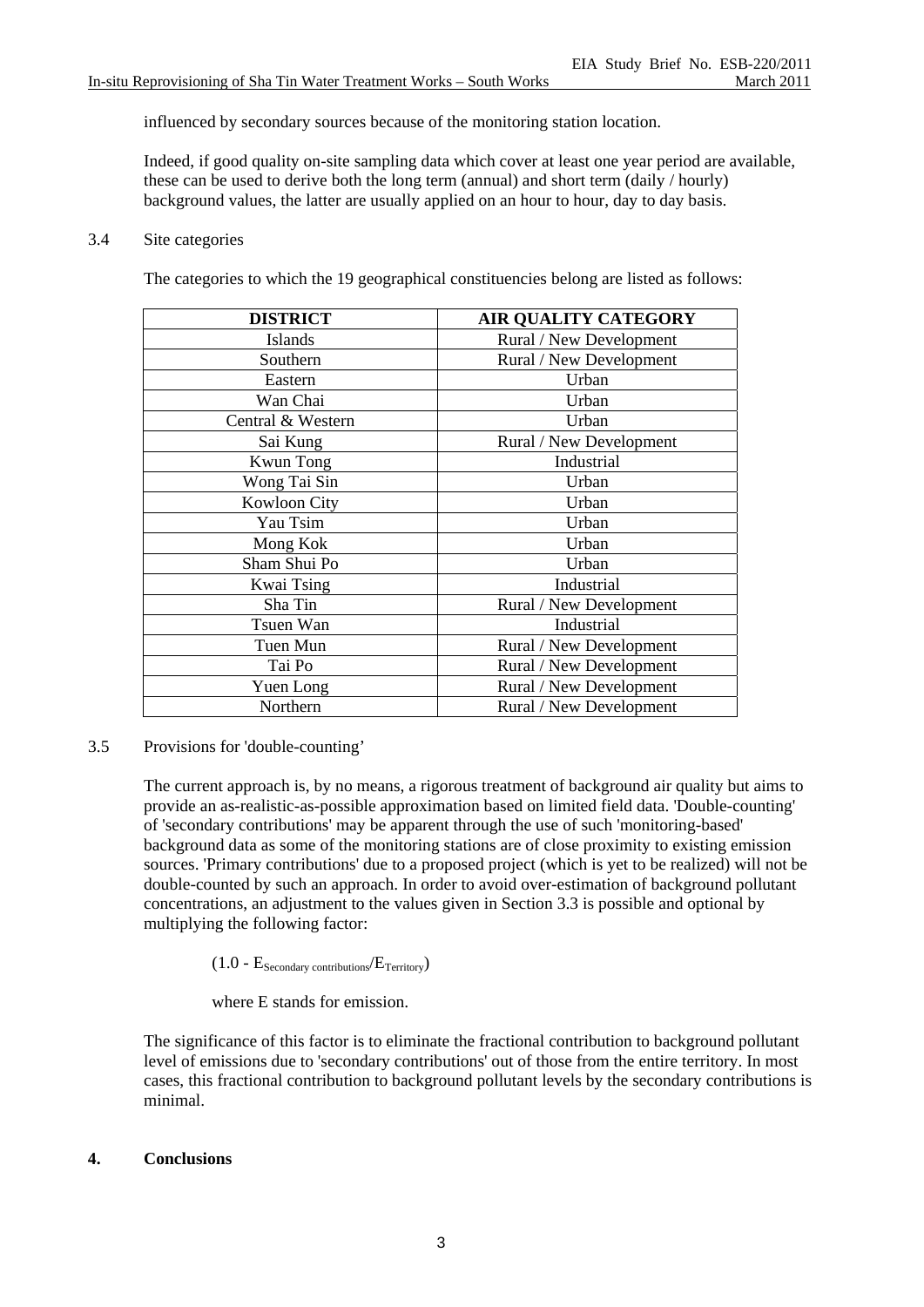influenced by secondary sources because of the monitoring station location.

Indeed, if good quality on-site sampling data which cover at least one year period are available, these can be used to derive both the long term (annual) and short term (daily / hourly) background values, the latter are usually applied on an hour to hour, day to day basis.

3.4 Site categories

The categories to which the 19 geographical constituencies belong are listed as follows:

| DISTRICT | AIR QUALITY CATEGORY |
|---|---|
| Islands | Rural / New Development |
| Southern | Rural / New Development |
| Eastern | Urban |
| Wan Chai | Urban |
| Central & Western | Urban |
| Sai Kung | Rural / New Development |
| Kwun Tong | Industrial |
| Wong Tai Sin | Urban |
| Kowloon City | Urban |
| Yau Tsim | Urban |
| Mong Kok | Urban |
| Sham Shui Po | Urban |
| Kwai Tsing | Industrial |
| Sha Tin | Rural / New Development |
| Tsuen Wan | Industrial |
| Tuen Mun | Rural / New Development |
| Tai Po | Rural / New Development |
| Yuen Long | Rural / New Development |
| Northern | Rural / New Development |

3.5 Provisions for 'double-counting'

The current approach is, by no means, a rigorous treatment of background air quality but aims to provide an as-realistic-as-possible approximation based on limited field data. 'Double-counting' of 'secondary contributions' may be apparent through the use of such 'monitoring-based' background data as some of the monitoring stations are of close proximity to existing emission sources. 'Primary contributions' due to a proposed project (which is yet to be realized) will not be double-counted by such an approach. In order to avoid over-estimation of background pollutant concentrations, an adjustment to the values given in Section 3.3 is possible and optional by multiplying the following factor:

$(1.0 - E_{\text{Secondary contributions}}/E_{\text{Territory}})$

where E stands for emission.

The significance of this factor is to eliminate the fractional contribution to background pollutant level of emissions due to 'secondary contributions' out of those from the entire territory. In most cases, this fractional contribution to background pollutant levels by the secondary contributions is minimal.

**4. Conclusions**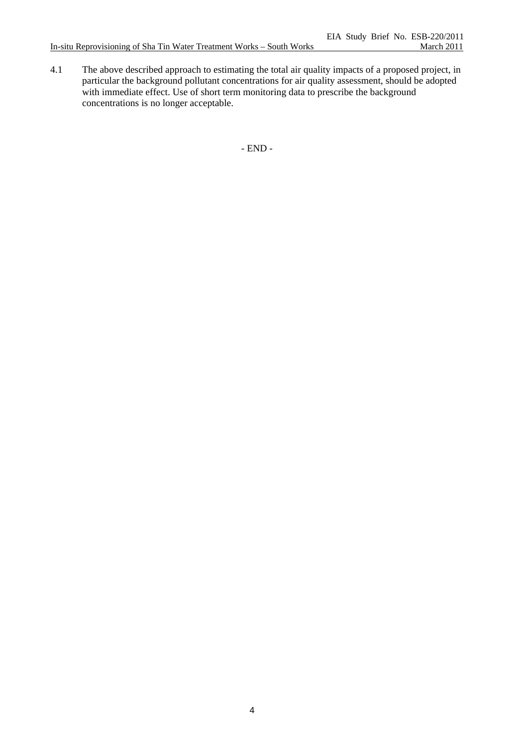4.1 The above described approach to estimating the total air quality impacts of a proposed project, in particular the background pollutant concentrations for air quality assessment, should be adopted with immediate effect. Use of short term monitoring data to prescribe the background concentrations is no longer acceptable.

- END -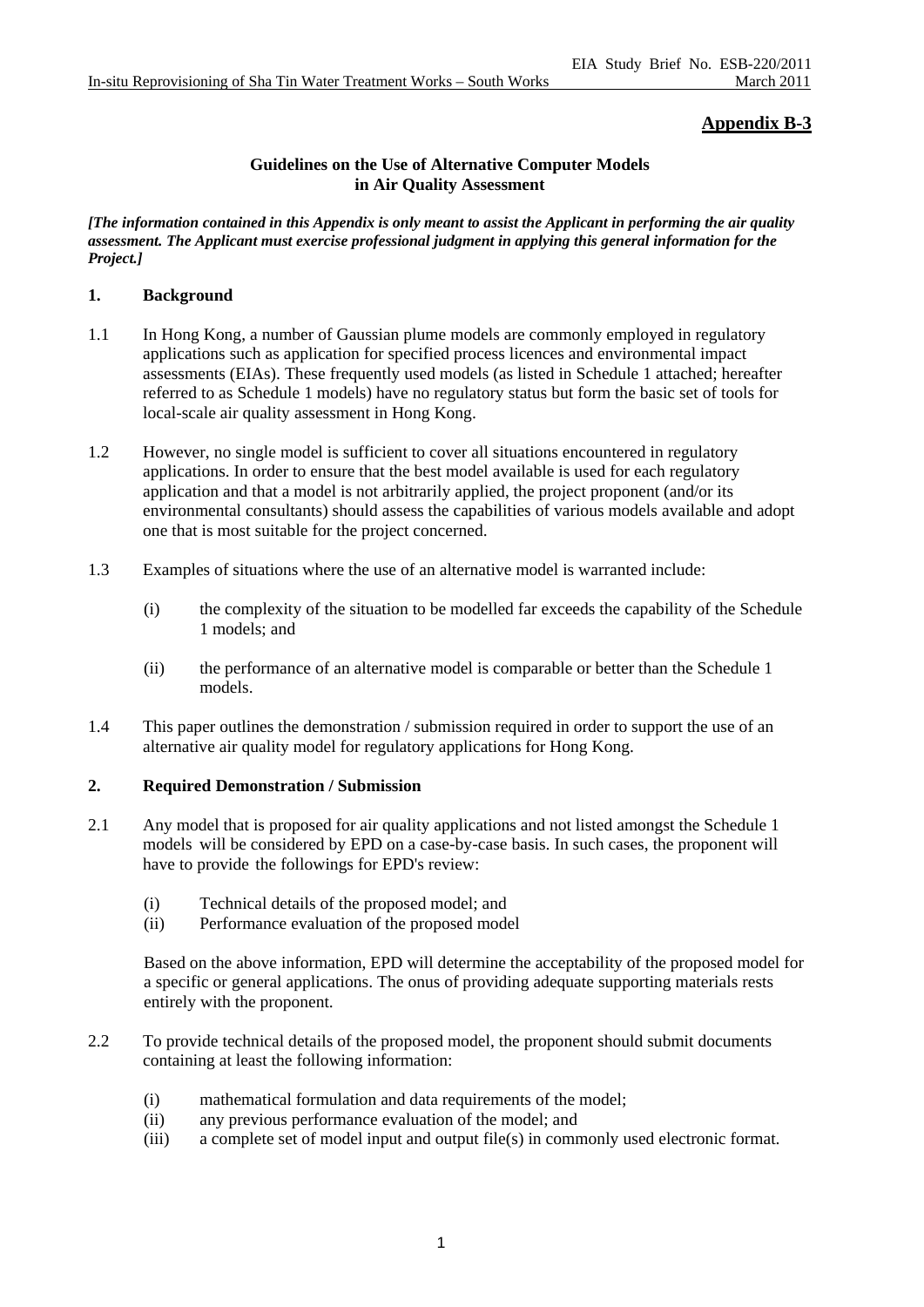**Appendix B-3**

**Guidelines on the Use of Alternative Computer Models in Air Quality Assessment**

***[The information contained in this Appendix is only meant to assist the Applicant in performing the air quality assessment. The Applicant must exercise professional judgment in applying this general information for the Project.]***

## 1. Background

1.1 In Hong Kong, a number of Gaussian plume models are commonly employed in regulatory applications such as application for specified process licences and environmental impact assessments (EIAs). These frequently used models (as listed in Schedule 1 attached; hereafter referred to as Schedule 1 models) have no regulatory status but form the basic set of tools for local-scale air quality assessment in Hong Kong.

1.2 However, no single model is sufficient to cover all situations encountered in regulatory applications. In order to ensure that the best model available is used for each regulatory application and that a model is not arbitrarily applied, the project proponent (and/or its environmental consultants) should assess the capabilities of various models available and adopt one that is most suitable for the project concerned.

1.3 Examples of situations where the use of an alternative model is warranted include:

- (i) the complexity of the situation to be modelled far exceeds the capability of the Schedule 1 models; and
- (ii) the performance of an alternative model is comparable or better than the Schedule 1 models.

1.4 This paper outlines the demonstration / submission required in order to support the use of an alternative air quality model for regulatory applications for Hong Kong.

## 2. Required Demonstration / Submission

2.1 Any model that is proposed for air quality applications and not listed amongst the Schedule 1 models will be considered by EPD on a case-by-case basis. In such cases, the proponent will have to provide the followings for EPD's review:

- (i) Technical details of the proposed model; and
- (ii) Performance evaluation of the proposed model

Based on the above information, EPD will determine the acceptability of the proposed model for a specific or general applications. The onus of providing adequate supporting materials rests entirely with the proponent.

2.2 To provide technical details of the proposed model, the proponent should submit documents containing at least the following information:

- (i) mathematical formulation and data requirements of the model;
- (ii) any previous performance evaluation of the model; and
- (iii) a complete set of model input and output file(s) in commonly used electronic format.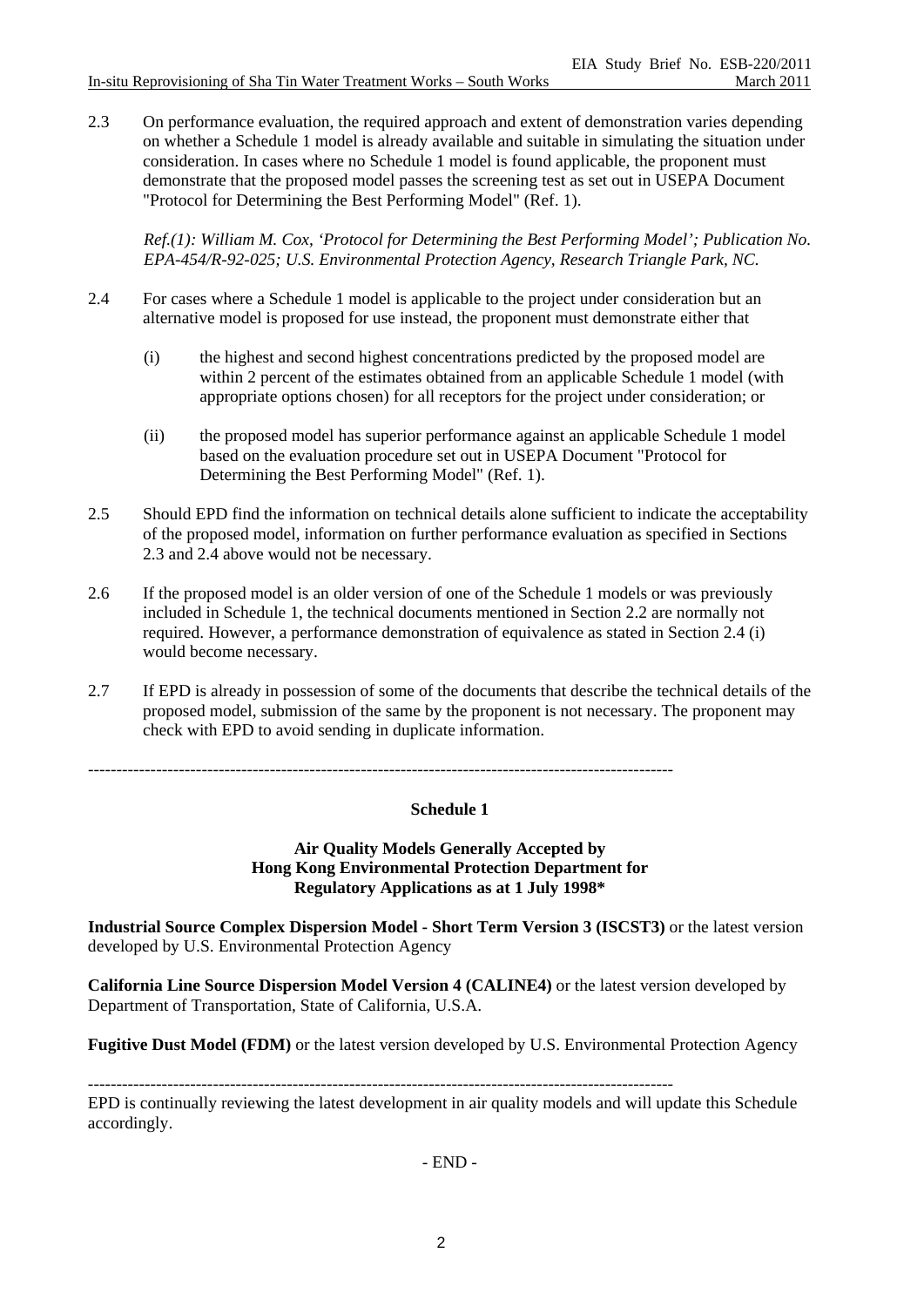2.3 On performance evaluation, the required approach and extent of demonstration varies depending on whether a Schedule 1 model is already available and suitable in simulating the situation under consideration. In cases where no Schedule 1 model is found applicable, the proponent must demonstrate that the proposed model passes the screening test as set out in USEPA Document "Protocol for Determining the Best Performing Model" (Ref. 1).

*Ref.(1): William M. Cox, 'Protocol for Determining the Best Performing Model'; Publication No. EPA-454/R-92-025; U.S. Environmental Protection Agency, Research Triangle Park, NC.*

2.4 For cases where a Schedule 1 model is applicable to the project under consideration but an alternative model is proposed for use instead, the proponent must demonstrate either that

(i) the highest and second highest concentrations predicted by the proposed model are within 2 percent of the estimates obtained from an applicable Schedule 1 model (with appropriate options chosen) for all receptors for the project under consideration; or

(ii) the proposed model has superior performance against an applicable Schedule 1 model based on the evaluation procedure set out in USEPA Document "Protocol for Determining the Best Performing Model" (Ref. 1).

2.5 Should EPD find the information on technical details alone sufficient to indicate the acceptability of the proposed model, information on further performance evaluation as specified in Sections 2.3 and 2.4 above would not be necessary.

2.6 If the proposed model is an older version of one of the Schedule 1 models or was previously included in Schedule 1, the technical documents mentioned in Section 2.2 are normally not required. However, a performance demonstration of equivalence as stated in Section 2.4 (i) would become necessary.

2.7 If EPD is already in possession of some of the documents that describe the technical details of the proposed model, submission of the same by the proponent is not necessary. The proponent may check with EPD to avoid sending in duplicate information.

---

**Schedule 1**

**Air Quality Models Generally Accepted by Hong Kong Environmental Protection Department for Regulatory Applications as at 1 July 1998***

**Industrial Source Complex Dispersion Model - Short Term Version 3 (ISCST3)** or the latest version developed by U.S. Environmental Protection Agency

**California Line Source Dispersion Model Version 4 (CALINE4)** or the latest version developed by Department of Transportation, State of California, U.S.A.

**Fugitive Dust Model (FDM)** or the latest version developed by U.S. Environmental Protection Agency

---

EPD is continually reviewing the latest development in air quality models and will update this Schedule accordingly.

- END -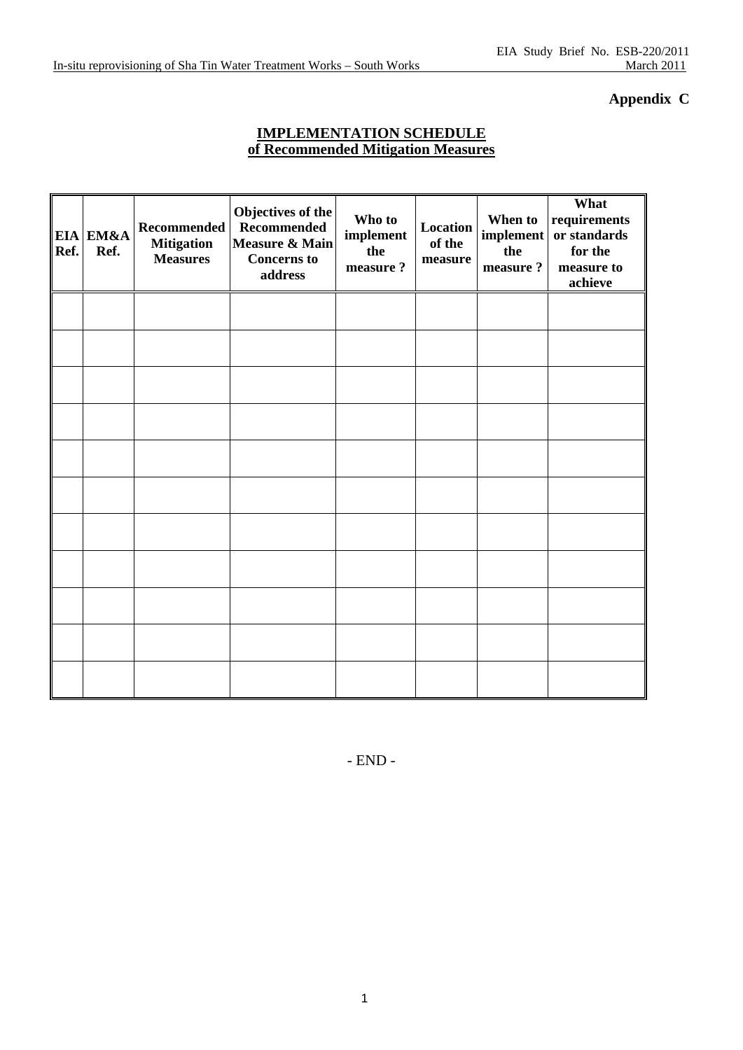**Appendix C**

**IMPLEMENTATION SCHEDULE**
**of Recommended Mitigation Measures**

| EIA Ref. | EM&A Ref. | Recommended Mitigation Measures | Objectives of the Recommended Measure & Main Concerns to address | Who to implement the measure ? | Location of the measure | When to implement the measure ? | What requirements or standards for the measure to achieve |
|---|---|---|---|---|---|---|---|
| | | | | | | | |
| | | | | | | | |
| | | | | | | | |
| | | | | | | | |
| | | | | | | | |
| | | | | | | | |
| | | | | | | | |
| | | | | | | | |
| | | | | | | | |
| | | | | | | | |
| | | | | | | | |

- END -